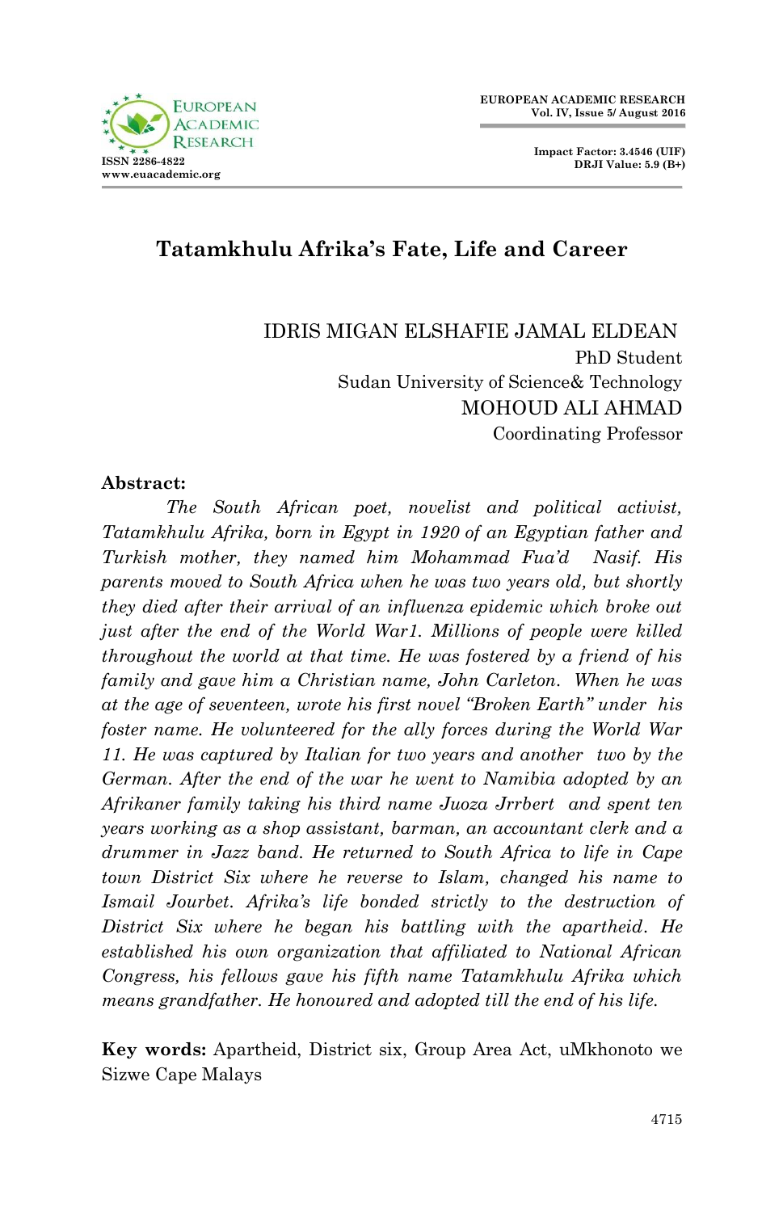# Tatamkhulu Afrika's Fate, Life and Career

IDRIS MIGAN ELSHAFIE JAMAL ELDEAN
PhD Student
Sudan University of Science& Technology
MOHOUD ALI AHMAD
Coordinating Professor

**Abstract:**

*The South African poet, novelist and political activist, Tatamkhulu Afrika, born in Egypt in 1920 of an Egyptian father and Turkish mother, they named him Mohammad Fua'd Nasif. His parents moved to South Africa when he was two years old, but shortly they died after their arrival of an influenza epidemic which broke out just after the end of the World War1. Millions of people were killed throughout the world at that time. He was fostered by a friend of his family and gave him a Christian name, John Carleton. When he was at the age of seventeen, wrote his first novel "Broken Earth" under his foster name. He volunteered for the ally forces during the World War 11. He was captured by Italian for two years and another two by the German. After the end of the war he went to Namibia adopted by an Afrikaner family taking his third name Juoza Jrrbert and spent ten years working as a shop assistant, barman, an accountant clerk and a drummer in Jazz band. He returned to South Africa to life in Cape town District Six where he reverse to Islam, changed his name to Ismail Jourbet. Afrika's life bonded strictly to the destruction of District Six where he began his battling with the apartheid. He established his own organization that affiliated to National African Congress, his fellows gave his fifth name Tatamkhulu Afrika which means grandfather. He honoured and adopted till the end of his life.*

**Key words:** Apartheid, District six, Group Area Act, uMkhonoto we Sizwe Cape Malays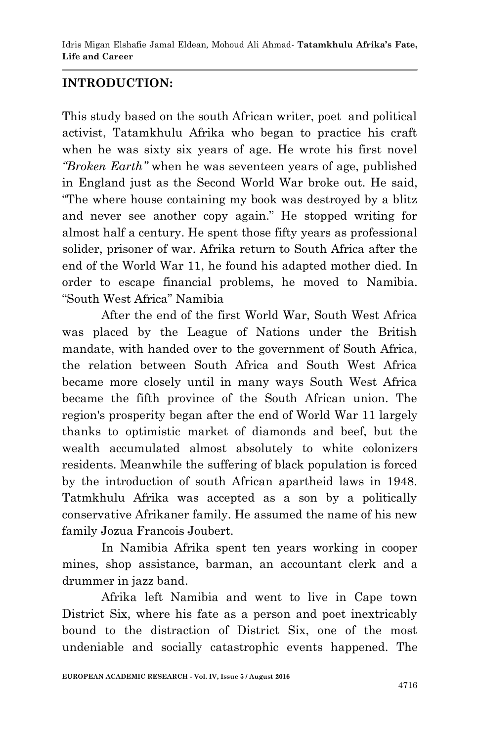## INTRODUCTION:

This study based on the south African writer, poet and political activist, Tatamkhulu Afrika who began to practice his craft when he was sixty six years of age. He wrote his first novel *"Broken Earth"* when he was seventeen years of age, published in England just as the Second World War broke out. He said, "The where house containing my book was destroyed by a blitz and never see another copy again." He stopped writing for almost half a century. He spent those fifty years as professional solider, prisoner of war. Afrika return to South Africa after the end of the World War 11, he found his adapted mother died. In order to escape financial problems, he moved to Namibia. "South West Africa" Namibia

After the end of the first World War, South West Africa was placed by the League of Nations under the British mandate, with handed over to the government of South Africa, the relation between South Africa and South West Africa became more closely until in many ways South West Africa became the fifth province of the South African union. The region's prosperity began after the end of World War 11 largely thanks to optimistic market of diamonds and beef, but the wealth accumulated almost absolutely to white colonizers residents. Meanwhile the suffering of black population is forced by the introduction of south African apartheid laws in 1948. Tatmkhulu Afrika was accepted as a son by a politically conservative Afrikaner family. He assumed the name of his new family Jozua Francois Joubert.

In Namibia Afrika spent ten years working in cooper mines, shop assistance, barman, an accountant clerk and a drummer in jazz band.

Afrika left Namibia and went to live in Cape town District Six, where his fate as a person and poet inextricably bound to the distraction of District Six, one of the most undeniable and socially catastrophic events happened. The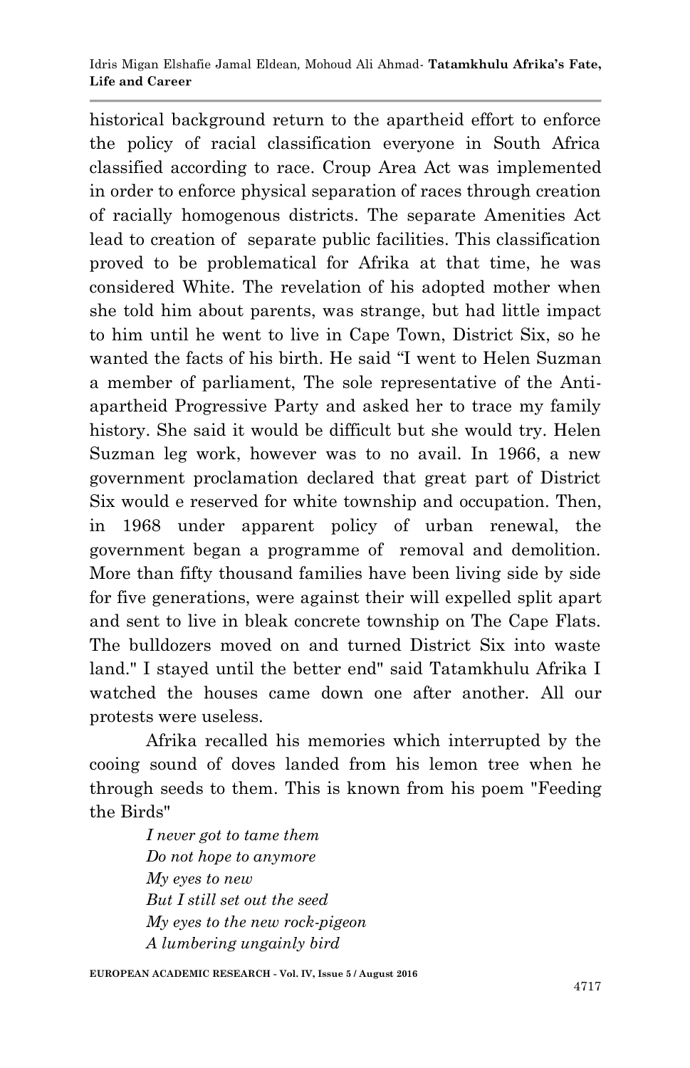historical background return to the apartheid effort to enforce the policy of racial classification everyone in South Africa classified according to race. Croup Area Act was implemented in order to enforce physical separation of races through creation of racially homogenous districts. The separate Amenities Act lead to creation of separate public facilities. This classification proved to be problematical for Afrika at that time, he was considered White. The revelation of his adopted mother when she told him about parents, was strange, but had little impact to him until he went to live in Cape Town, District Six, so he wanted the facts of his birth. He said "I went to Helen Suzman a member of parliament, The sole representative of the Anti-apartheid Progressive Party and asked her to trace my family history. She said it would be difficult but she would try. Helen Suzman leg work, however was to no avail. In 1966, a new government proclamation declared that great part of District Six would e reserved for white township and occupation. Then, in 1968 under apparent policy of urban renewal, the government began a programme of removal and demolition. More than fifty thousand families have been living side by side for five generations, were against their will expelled split apart and sent to live in bleak concrete township on The Cape Flats. The bulldozers moved on and turned District Six into waste land." I stayed until the better end" said Tatamkhulu Afrika I watched the houses came down one after another. All our protests were useless.

Afrika recalled his memories which interrupted by the cooing sound of doves landed from his lemon tree when he through seeds to them. This is known from his poem "Feeding the Birds"

*I never got to tame them*
*Do not hope to anymore*
*My eyes to new*
*But I still set out the seed*
*My eyes to the new rock-pigeon*
*A lumbering ungainly bird*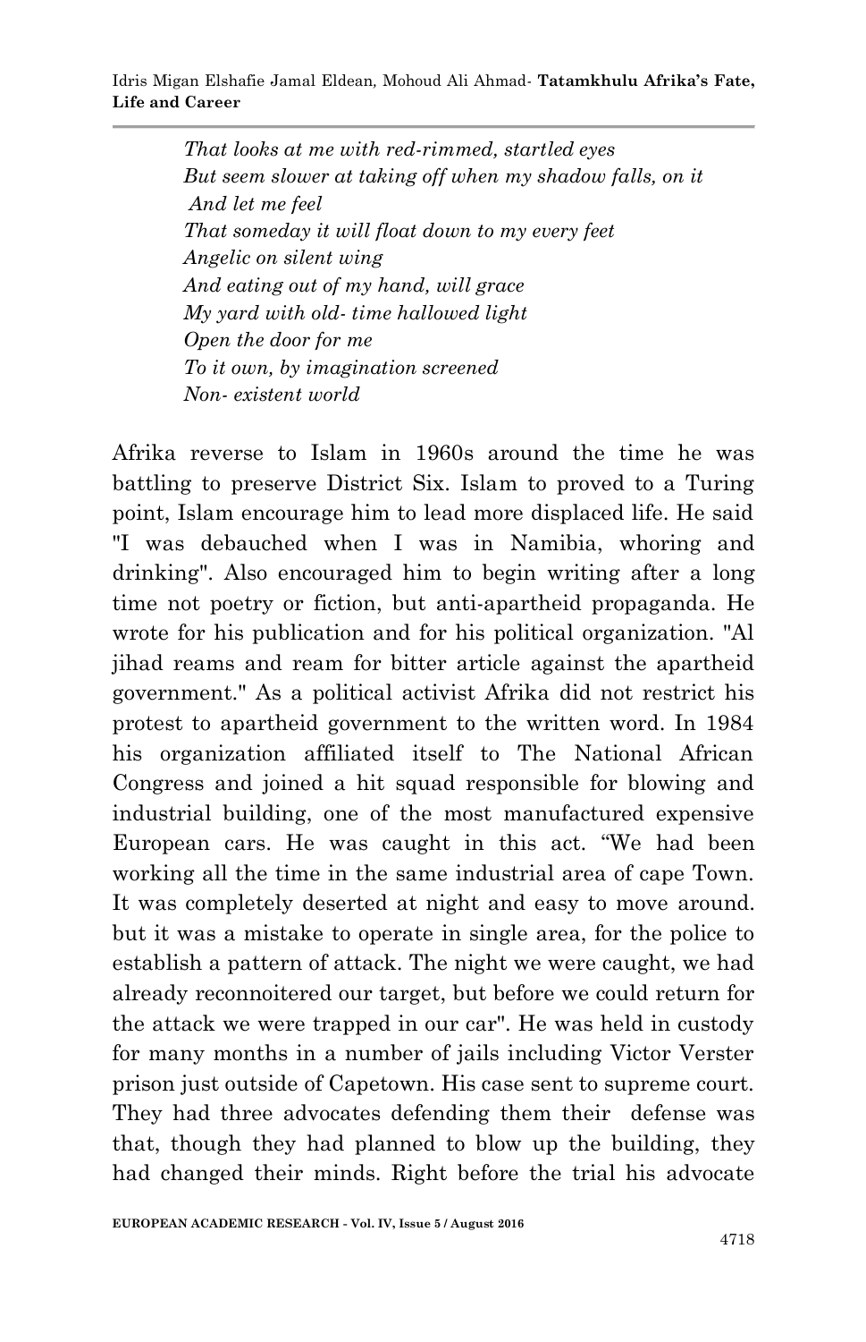*That looks at me with red-rimmed, startled eyes*
*But seem slower at taking off when my shadow falls, on it*
*And let me feel*
*That someday it will float down to my every feet*
*Angelic on silent wing*
*And eating out of my hand, will grace*
*My yard with old- time hallowed light*
*Open the door for me*
*To it own, by imagination screened*
*Non- existent world*

Afrika reverse to Islam in 1960s around the time he was battling to preserve District Six. Islam to proved to a Turing point, Islam encourage him to lead more displaced life. He said "I was debauched when I was in Namibia, whoring and drinking". Also encouraged him to begin writing after a long time not poetry or fiction, but anti-apartheid propaganda. He wrote for his publication and for his political organization. "Al jihad reams and ream for bitter article against the apartheid government." As a political activist Afrika did not restrict his protest to apartheid government to the written word. In 1984 his organization affiliated itself to The National African Congress and joined a hit squad responsible for blowing and industrial building, one of the most manufactured expensive European cars. He was caught in this act. "We had been working all the time in the same industrial area of cape Town. It was completely deserted at night and easy to move around. but it was a mistake to operate in single area, for the police to establish a pattern of attack. The night we were caught, we had already reconnoitered our target, but before we could return for the attack we were trapped in our car". He was held in custody for many months in a number of jails including Victor Verster prison just outside of Capetown. His case sent to supreme court. They had three advocates defending them their defense was that, though they had planned to blow up the building, they had changed their minds. Right before the trial his advocate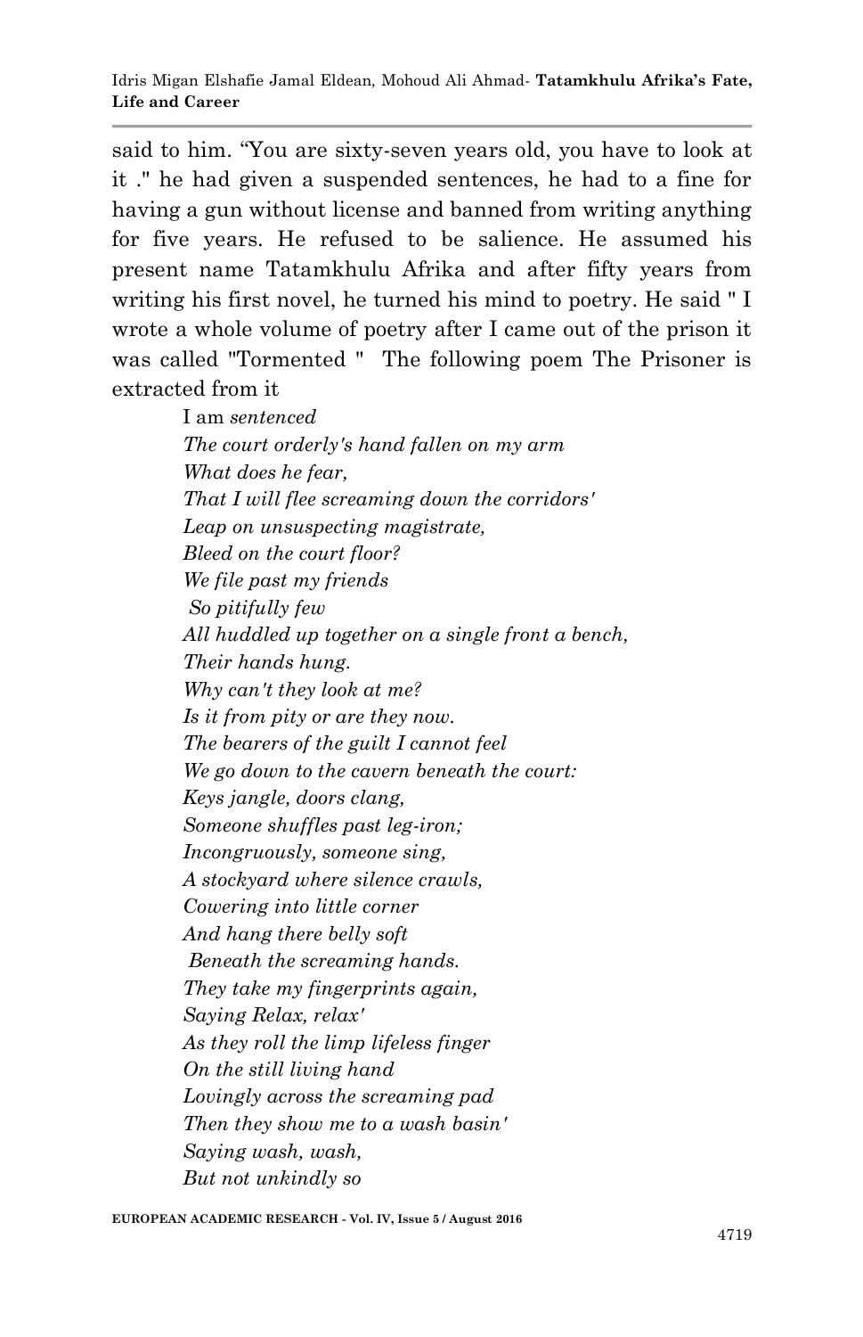said to him. "You are sixty-seven years old, you have to look at it ." he had given a suspended sentences, he had to a fine for having a gun without license and banned from writing anything for five years. He refused to be salience. He assumed his present name Tatamkhulu Afrika and after fifty years from writing his first novel, he turned his mind to poetry. He said " I wrote a whole volume of poetry after I came out of the prison it was called "Tormented " The following poem The Prisoner is extracted from it

> I am *sentenced*  
> *The court orderly's hand fallen on my arm*  
> *What does he fear,*  
> *That I will flee screaming down the corridors'*  
> *Leap on unsuspecting magistrate,*  
> *Bleed on the court floor?*  
> *We file past my friends*  
> *So pitifully few*  
> *All huddled up together on a single front a bench,*  
> *Their hands hung.*  
> *Why can't they look at me?*  
> *Is it from pity or are they now.*  
> *The bearers of the guilt I cannot feel*  
> *We go down to the cavern beneath the court:*  
> *Keys jangle, doors clang,*  
> *Someone shuffles past leg-iron;*  
> *Incongruously, someone sing,*  
> *A stockyard where silence crawls,*  
> *Cowering into little corner*  
> *And hang there belly soft*  
> *Beneath the screaming hands.*  
> *They take my fingerprints again,*  
> *Saying Relax, relax'*  
> *As they roll the limp lifeless finger*  
> *On the still living hand*  
> *Lovingly across the screaming pad*  
> *Then they show me to a wash basin'*  
> *Saying wash, wash,*  
> *But not unkindly so*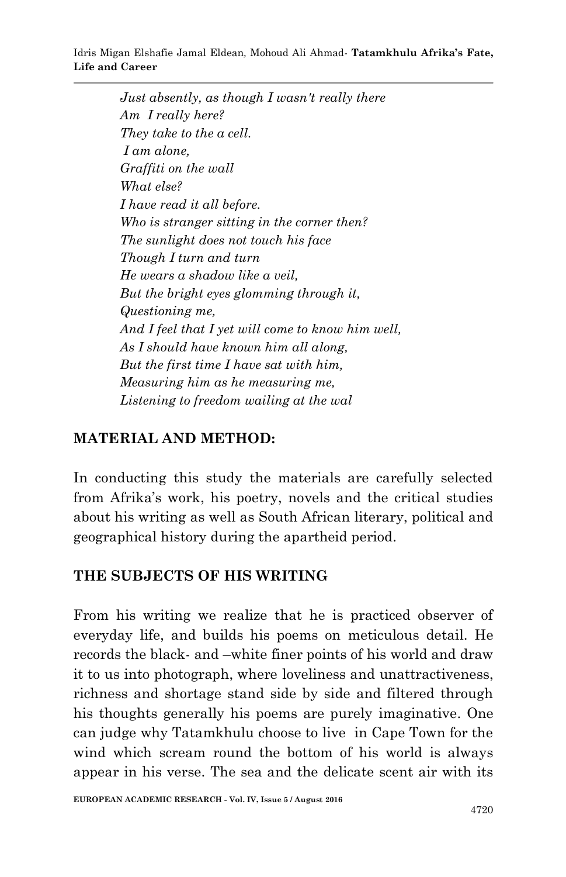*Just absently, as though I wasn't really there*
*Am I really here?*
*They take to the a cell.*
*I am alone,*
*Graffiti on the wall*
*What else?*
*I have read it all before.*
*Who is stranger sitting in the corner then?*
*The sunlight does not touch his face*
*Though I turn and turn*
*He wears a shadow like a veil,*
*But the bright eyes glomming through it,*
*Questioning me,*
*And I feel that I yet will come to know him well,*
*As I should have known him all along,*
*But the first time I have sat with him,*
*Measuring him as he measuring me,*
*Listening to freedom wailing at the wal*

## MATERIAL AND METHOD:

In conducting this study the materials are carefully selected from Afrika's work, his poetry, novels and the critical studies about his writing as well as South African literary, political and geographical history during the apartheid period.

## THE SUBJECTS OF HIS WRITING

From his writing we realize that he is practiced observer of everyday life, and builds his poems on meticulous detail. He records the black- and –white finer points of his world and draw it to us into photograph, where loveliness and unattractiveness, richness and shortage stand side by side and filtered through his thoughts generally his poems are purely imaginative. One can judge why Tatamkhulu choose to live in Cape Town for the wind which scream round the bottom of his world is always appear in his verse. The sea and the delicate scent air with its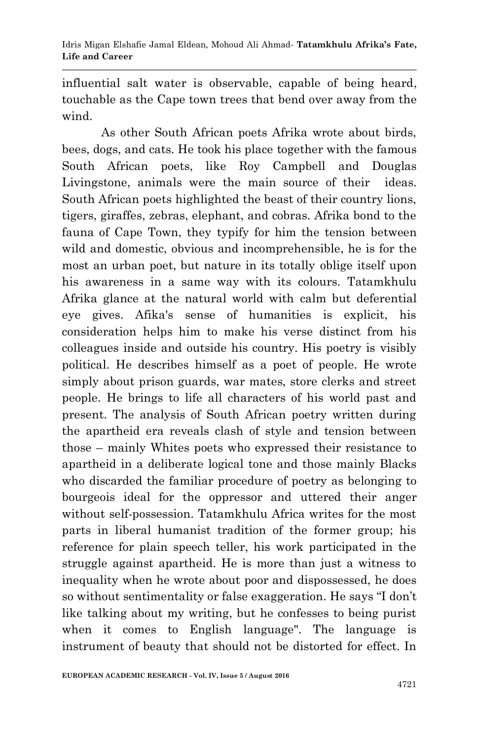influential salt water is observable, capable of being heard, touchable as the Cape town trees that bend over away from the wind.

As other South African poets Afrika wrote about birds, bees, dogs, and cats. He took his place together with the famous South African poets, like Roy Campbell and Douglas Livingstone, animals were the main source of their ideas. South African poets highlighted the beast of their country lions, tigers, giraffes, zebras, elephant, and cobras. Afrika bond to the fauna of Cape Town, they typify for him the tension between wild and domestic, obvious and incomprehensible, he is for the most an urban poet, but nature in its totally oblige itself upon his awareness in a same way with its colours. Tatamkhulu Afrika glance at the natural world with calm but deferential eye gives. Afika's sense of humanities is explicit, his consideration helps him to make his verse distinct from his colleagues inside and outside his country. His poetry is visibly political. He describes himself as a poet of people. He wrote simply about prison guards, war mates, store clerks and street people. He brings to life all characters of his world past and present. The analysis of South African poetry written during the apartheid era reveals clash of style and tension between those – mainly Whites poets who expressed their resistance to apartheid in a deliberate logical tone and those mainly Blacks who discarded the familiar procedure of poetry as belonging to bourgeois ideal for the oppressor and uttered their anger without self-possession. Tatamkhulu Africa writes for the most parts in liberal humanist tradition of the former group; his reference for plain speech teller, his work participated in the struggle against apartheid. He is more than just a witness to inequality when he wrote about poor and dispossessed, he does so without sentimentality or false exaggeration. He says "I don't like talking about my writing, but he confesses to being purist when it comes to English language". The language is instrument of beauty that should not be distorted for effect. In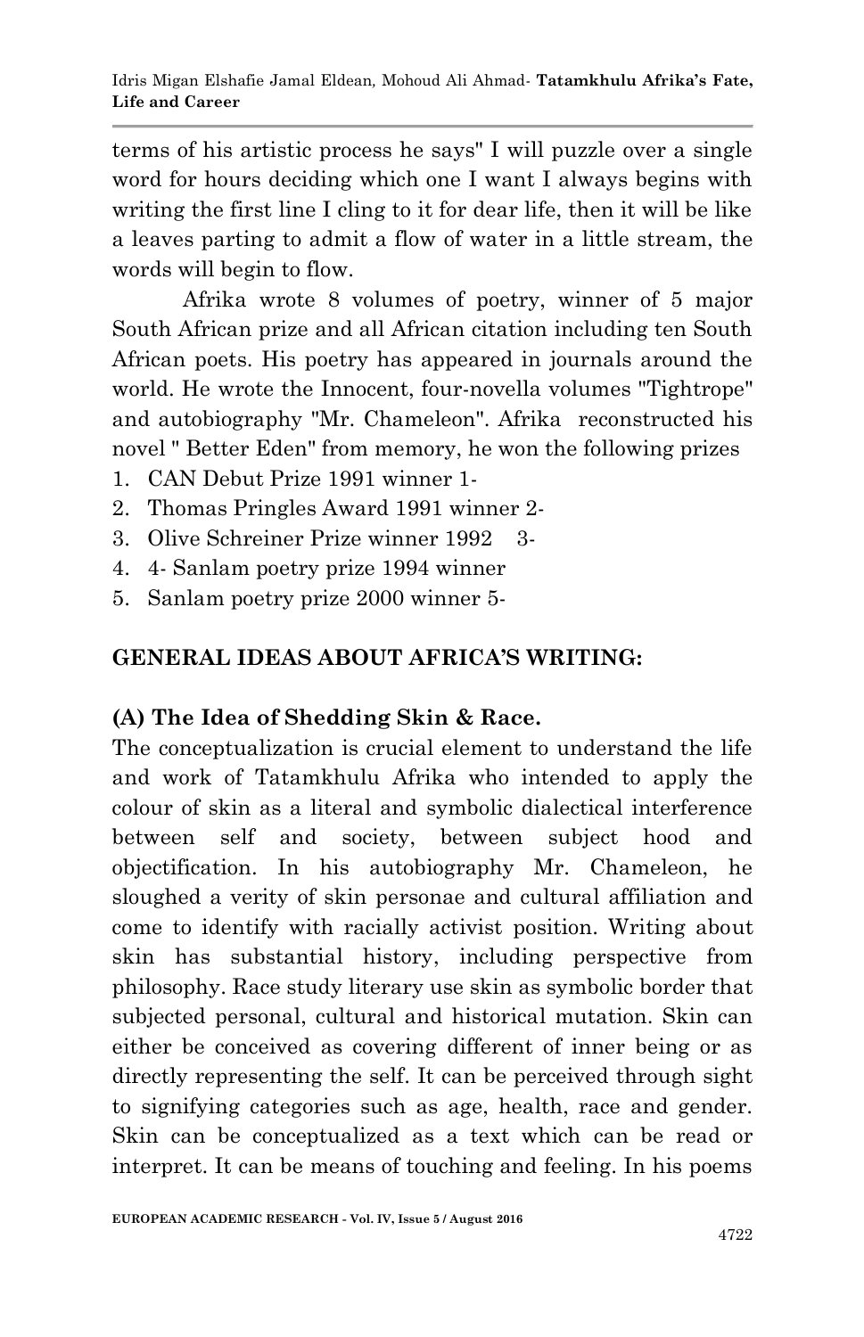terms of his artistic process he says" I will puzzle over a single word for hours deciding which one I want I always begins with writing the first line I cling to it for dear life, then it will be like a leaves parting to admit a flow of water in a little stream, the words will begin to flow.

Afrika wrote 8 volumes of poetry, winner of 5 major South African prize and all African citation including ten South African poets. His poetry has appeared in journals around the world. He wrote the Innocent, four-novella volumes "Tightrope" and autobiography "Mr. Chameleon". Afrika reconstructed his novel " Better Eden" from memory, he won the following prizes

1. CAN Debut Prize 1991 winner 1-
2. Thomas Pringles Award 1991 winner 2-
3. Olive Schreiner Prize winner 1992 3-
4. 4- Sanlam poetry prize 1994 winner
5. Sanlam poetry prize 2000 winner 5-

## GENERAL IDEAS ABOUT AFRICA'S WRITING:

### (A) The Idea of Shedding Skin & Race.

The conceptualization is crucial element to understand the life and work of Tatamkhulu Afrika who intended to apply the colour of skin as a literal and symbolic dialectical interference between self and society, between subject hood and objectification. In his autobiography Mr. Chameleon, he sloughed a verity of skin personae and cultural affiliation and come to identify with racially activist position. Writing about skin has substantial history, including perspective from philosophy. Race study literary use skin as symbolic border that subjected personal, cultural and historical mutation. Skin can either be conceived as covering different of inner being or as directly representing the self. It can be perceived through sight to signifying categories such as age, health, race and gender. Skin can be conceptualized as a text which can be read or interpret. It can be means of touching and feeling. In his poems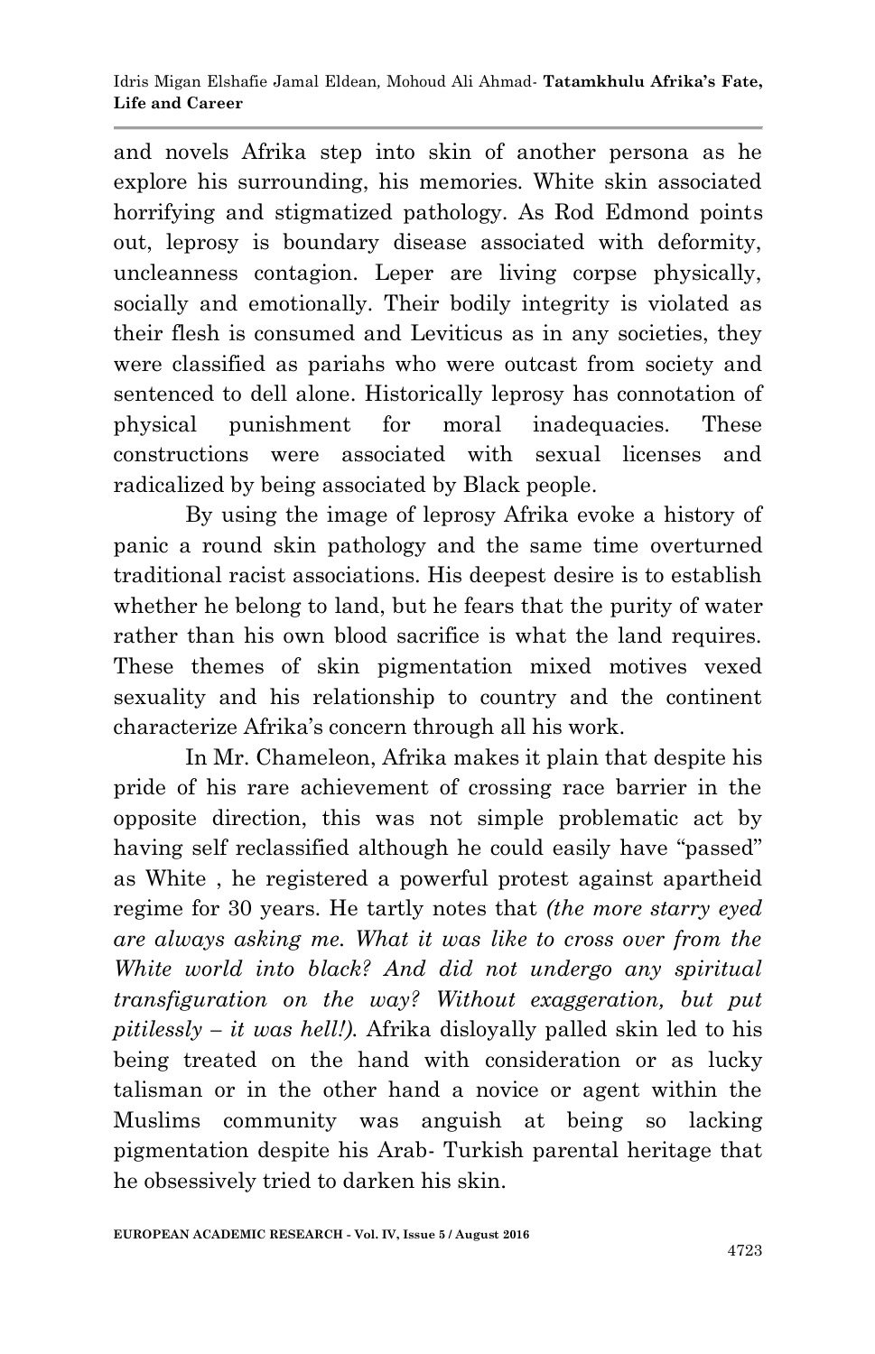and novels Afrika step into skin of another persona as he explore his surrounding, his memories. White skin associated horrifying and stigmatized pathology. As Rod Edmond points out, leprosy is boundary disease associated with deformity, uncleanness contagion. Leper are living corpse physically, socially and emotionally. Their bodily integrity is violated as their flesh is consumed and Leviticus as in any societies, they were classified as pariahs who were outcast from society and sentenced to dell alone. Historically leprosy has connotation of physical punishment for moral inadequacies. These constructions were associated with sexual licenses and radicalized by being associated by Black people.

By using the image of leprosy Afrika evoke a history of panic a round skin pathology and the same time overturned traditional racist associations. His deepest desire is to establish whether he belong to land, but he fears that the purity of water rather than his own blood sacrifice is what the land requires. These themes of skin pigmentation mixed motives vexed sexuality and his relationship to country and the continent characterize Afrika's concern through all his work.

In Mr. Chameleon, Afrika makes it plain that despite his pride of his rare achievement of crossing race barrier in the opposite direction, this was not simple problematic act by having self reclassified although he could easily have "passed" as White , he registered a powerful protest against apartheid regime for 30 years. He tartly notes that *(the more starry eyed are always asking me. What it was like to cross over from the White world into black? And did not undergo any spiritual transfiguration on the way? Without exaggeration, but put pitilessly – it was hell!).* Afrika disloyally palled skin led to his being treated on the hand with consideration or as lucky talisman or in the other hand a novice or agent within the Muslims community was anguish at being so lacking pigmentation despite his Arab- Turkish parental heritage that he obsessively tried to darken his skin.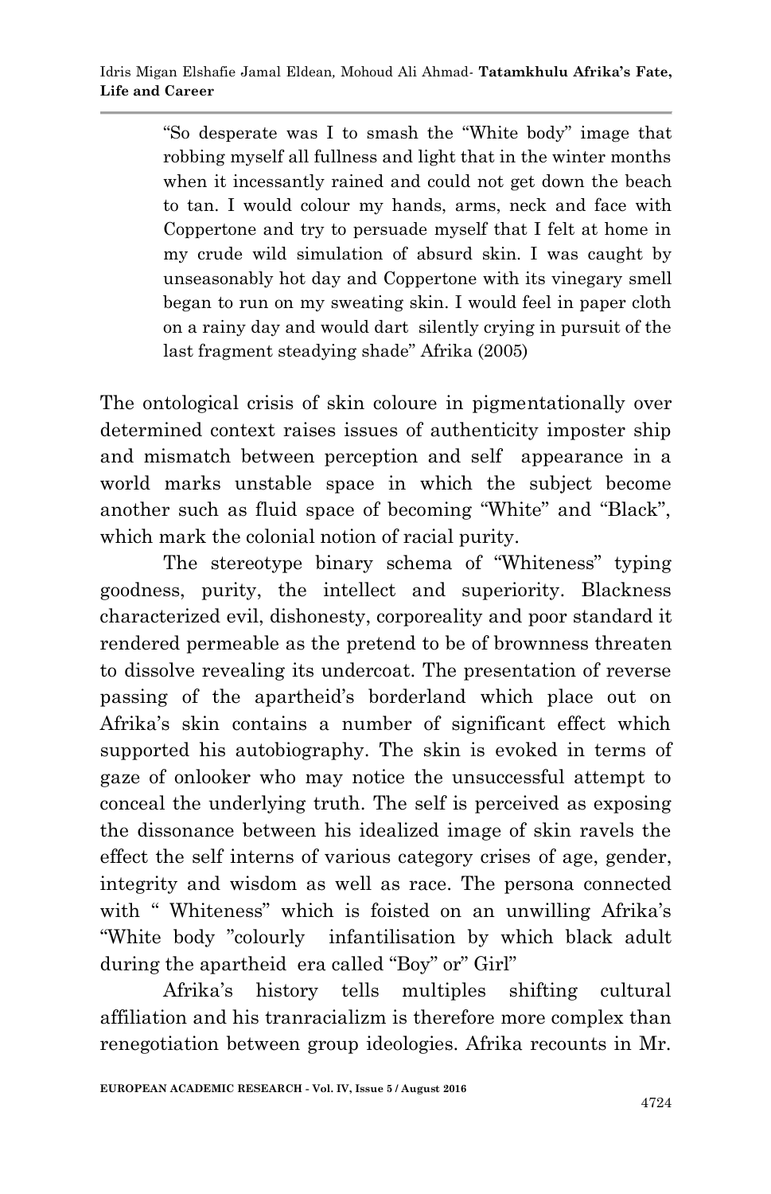> "So desperate was I to smash the "White body" image that robbing myself all fullness and light that in the winter months when it incessantly rained and could not get down the beach to tan. I would colour my hands, arms, neck and face with Coppertone and try to persuade myself that I felt at home in my crude wild simulation of absurd skin. I was caught by unseasonably hot day and Coppertone with its vinegary smell began to run on my sweating skin. I would feel in paper cloth on a rainy day and would dart silently crying in pursuit of the last fragment steadying shade" Afrika (2005)

The ontological crisis of skin coloure in pigmentationally over determined context raises issues of authenticity imposter ship and mismatch between perception and self appearance in a world marks unstable space in which the subject become another such as fluid space of becoming "White" and "Black", which mark the colonial notion of racial purity.

The stereotype binary schema of "Whiteness" typing goodness, purity, the intellect and superiority. Blackness characterized evil, dishonesty, corporeality and poor standard it rendered permeable as the pretend to be of brownness threaten to dissolve revealing its undercoat. The presentation of reverse passing of the apartheid's borderland which place out on Afrika's skin contains a number of significant effect which supported his autobiography. The skin is evoked in terms of gaze of onlooker who may notice the unsuccessful attempt to conceal the underlying truth. The self is perceived as exposing the dissonance between his idealized image of skin ravels the effect the self interns of various category crises of age, gender, integrity and wisdom as well as race. The persona connected with " Whiteness" which is foisted on an unwilling Afrika's "White body "colourly infantilisation by which black adult during the apartheid era called "Boy" or" Girl"

Afrika's history tells multiples shifting cultural affiliation and his tranracializm is therefore more complex than renegotiation between group ideologies. Afrika recounts in Mr.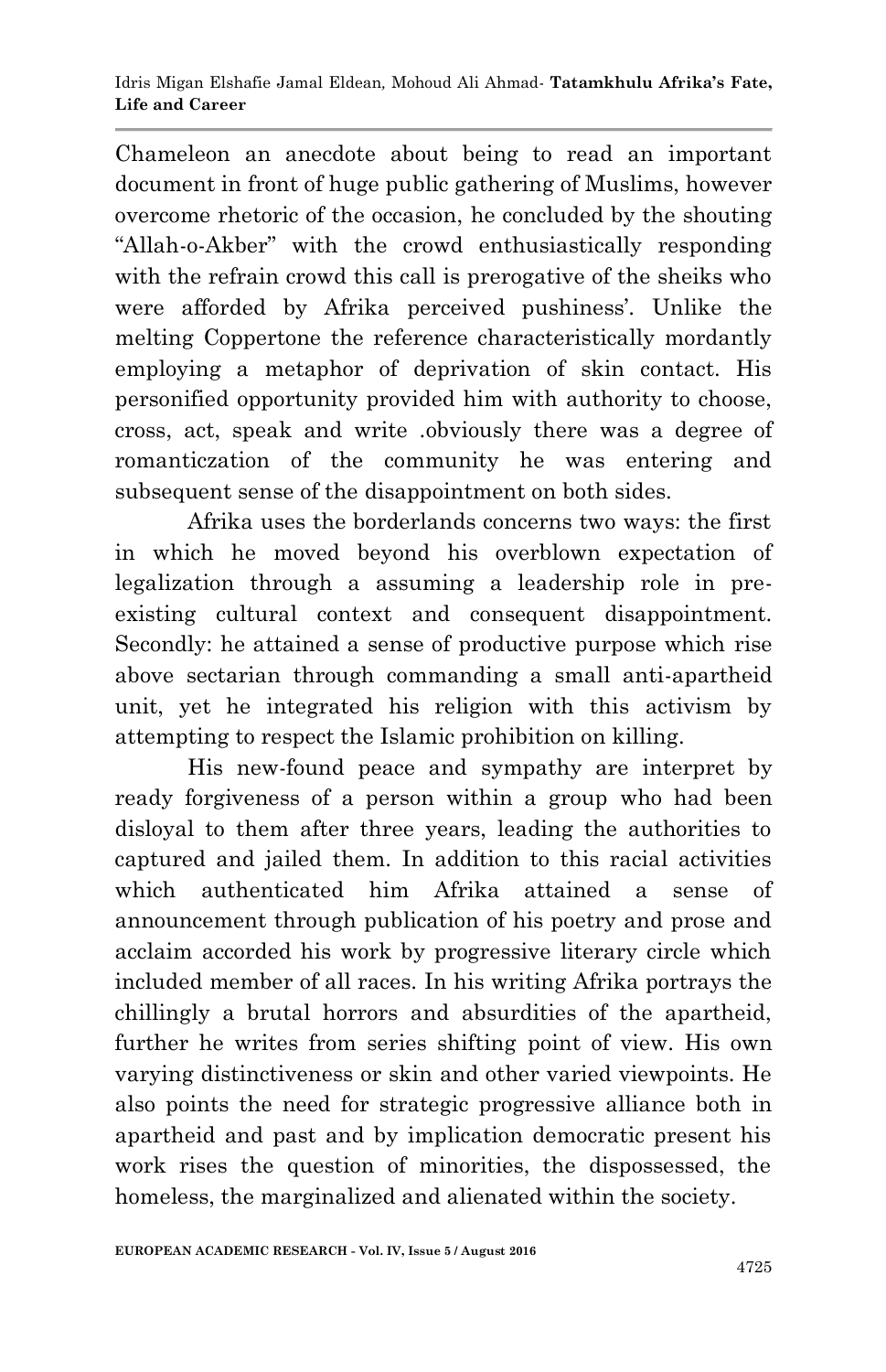Chameleon an anecdote about being to read an important document in front of huge public gathering of Muslims, however overcome rhetoric of the occasion, he concluded by the shouting "Allah-o-Akber" with the crowd enthusiastically responding with the refrain crowd this call is prerogative of the sheiks who were afforded by Afrika perceived pushiness'. Unlike the melting Coppertone the reference characteristically mordantly employing a metaphor of deprivation of skin contact. His personified opportunity provided him with authority to choose, cross, act, speak and write .obviously there was a degree of romanticzation of the community he was entering and subsequent sense of the disappointment on both sides.

Afrika uses the borderlands concerns two ways: the first in which he moved beyond his overblown expectation of legalization through a assuming a leadership role in pre-existing cultural context and consequent disappointment. Secondly: he attained a sense of productive purpose which rise above sectarian through commanding a small anti-apartheid unit, yet he integrated his religion with this activism by attempting to respect the Islamic prohibition on killing.

His new-found peace and sympathy are interpret by ready forgiveness of a person within a group who had been disloyal to them after three years, leading the authorities to captured and jailed them. In addition to this racial activities which authenticated him Afrika attained a sense of announcement through publication of his poetry and prose and acclaim accorded his work by progressive literary circle which included member of all races. In his writing Afrika portrays the chillingly a brutal horrors and absurdities of the apartheid, further he writes from series shifting point of view. His own varying distinctiveness or skin and other varied viewpoints. He also points the need for strategic progressive alliance both in apartheid and past and by implication democratic present his work rises the question of minorities, the dispossessed, the homeless, the marginalized and alienated within the society.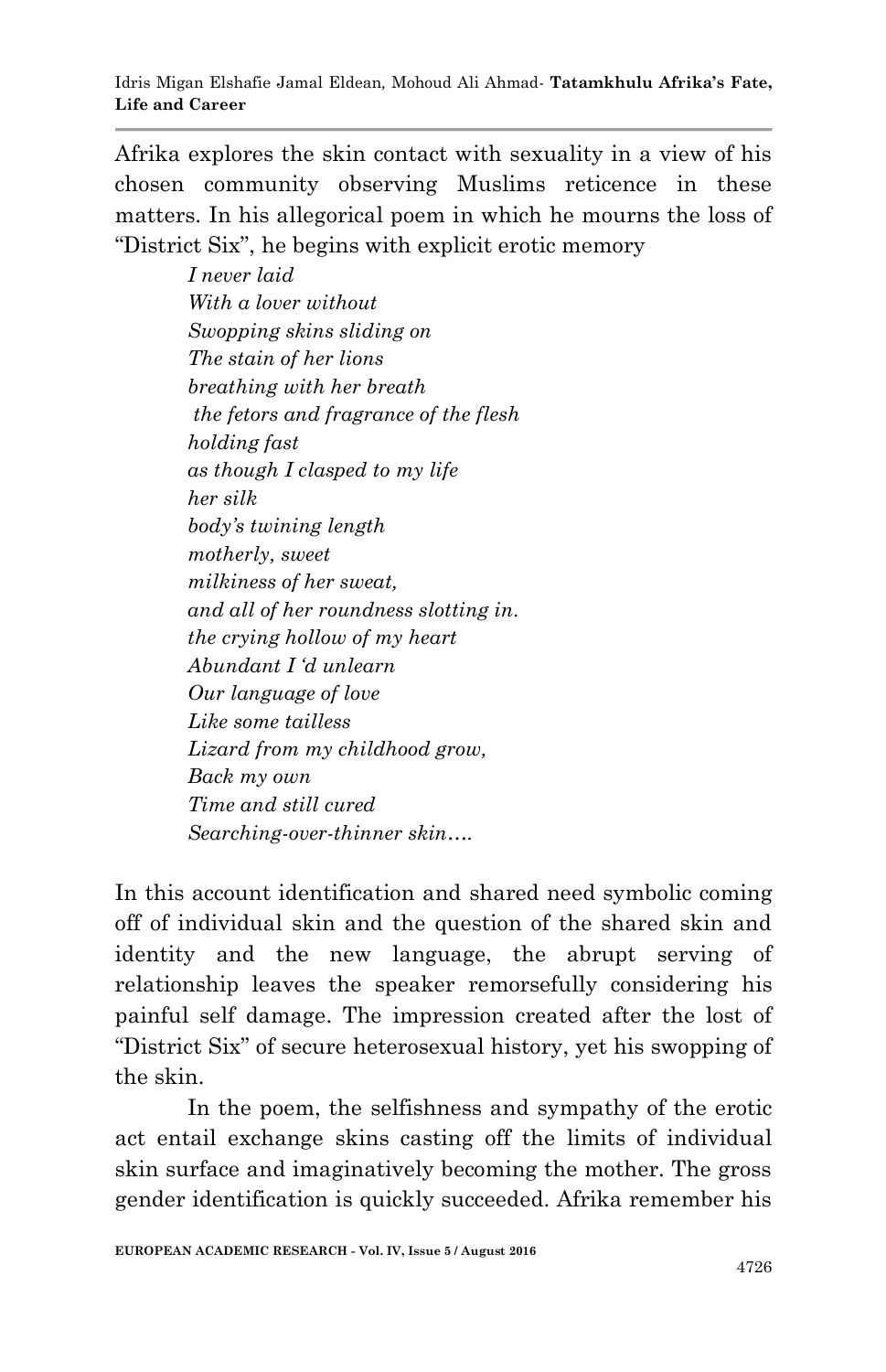Afrika explores the skin contact with sexuality in a view of his chosen community observing Muslims reticence in these matters. In his allegorical poem in which he mourns the loss of "District Six", he begins with explicit erotic memory

> *I never laid*
> *With a lover without*
> *Swopping skins sliding on*
> *The stain of her lions*
> *breathing with her breath*
> *the fetors and fragrance of the flesh*
> *holding fast*
> *as though I clasped to my life*
> *her silk*
> *body's twining length*
> *motherly, sweet*
> *milkiness of her sweat,*
> *and all of her roundness slotting in.*
> *the crying hollow of my heart*
> *Abundant I 'd unlearn*
> *Our language of love*
> *Like some tailless*
> *Lizard from my childhood grow,*
> *Back my own*
> *Time and still cured*
> *Searching-over-thinner skin….*

In this account identification and shared need symbolic coming off of individual skin and the question of the shared skin and identity and the new language, the abrupt serving of relationship leaves the speaker remorsefully considering his painful self damage. The impression created after the lost of "District Six" of secure heterosexual history, yet his swopping of the skin.

In the poem, the selfishness and sympathy of the erotic act entail exchange skins casting off the limits of individual skin surface and imaginatively becoming the mother. The gross gender identification is quickly succeeded. Afrika remember his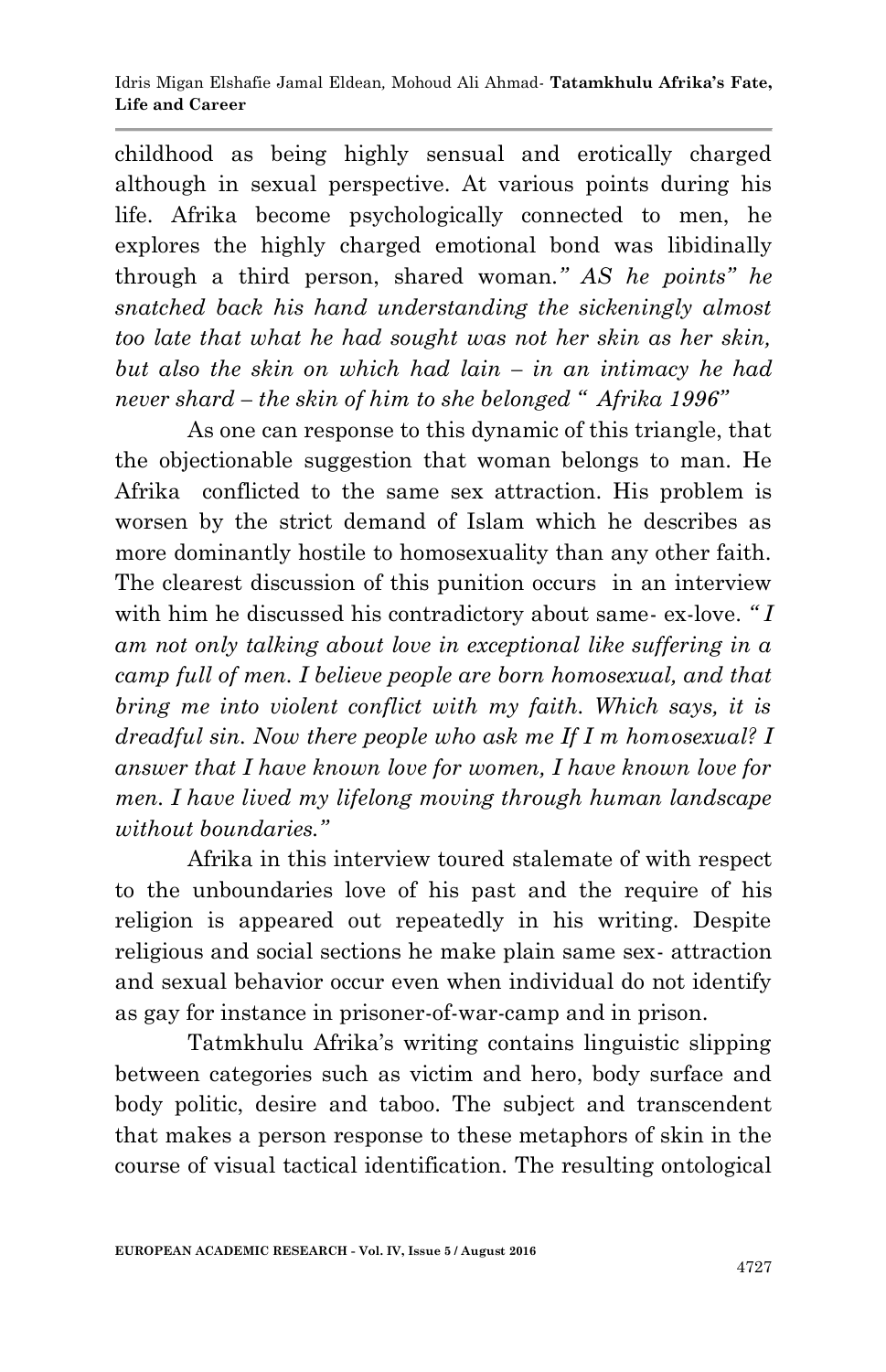childhood as being highly sensual and erotically charged although in sexual perspective. At various points during his life. Afrika become psychologically connected to men, he explores the highly charged emotional bond was libidinally through a third person, shared woman.*" AS he points" he snatched back his hand understanding the sickeningly almost too late that what he had sought was not her skin as her skin, but also the skin on which had lain – in an intimacy he had never shard – the skin of him to she belonged " Afrika 1996"*

As one can response to this dynamic of this triangle, that the objectionable suggestion that woman belongs to man. He Afrika conflicted to the same sex attraction. His problem is worsen by the strict demand of Islam which he describes as more dominantly hostile to homosexuality than any other faith. The clearest discussion of this punition occurs in an interview with him he discussed his contradictory about same- ex-love. *" I am not only talking about love in exceptional like suffering in a camp full of men. I believe people are born homosexual, and that bring me into violent conflict with my faith. Which says, it is dreadful sin. Now there people who ask me If I m homosexual? I answer that I have known love for women, I have known love for men. I have lived my lifelong moving through human landscape without boundaries."*

Afrika in this interview toured stalemate of with respect to the unboundaries love of his past and the require of his religion is appeared out repeatedly in his writing. Despite religious and social sections he make plain same sex- attraction and sexual behavior occur even when individual do not identify as gay for instance in prisoner-of-war-camp and in prison.

Tatmkhulu Afrika's writing contains linguistic slipping between categories such as victim and hero, body surface and body politic, desire and taboo. The subject and transcendent that makes a person response to these metaphors of skin in the course of visual tactical identification. The resulting ontological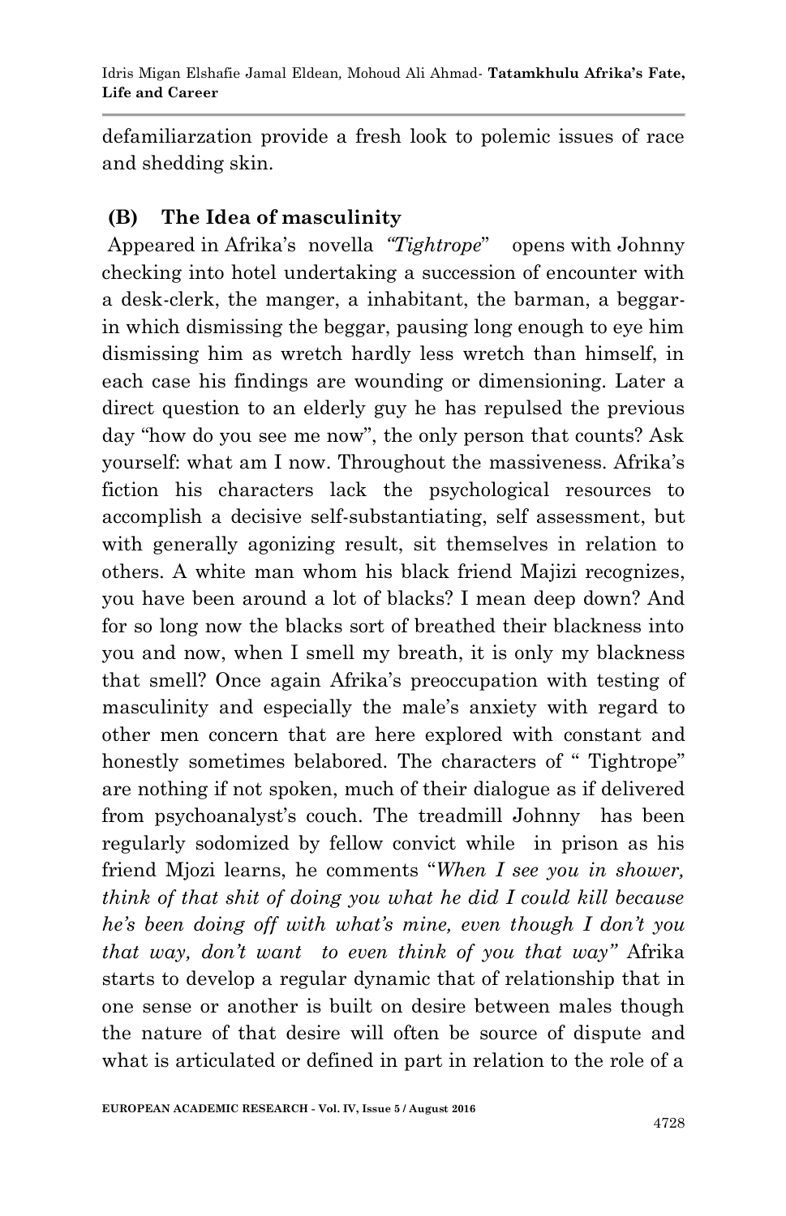defamiliarzation provide a fresh look to polemic issues of race and shedding skin.

### (B) The Idea of masculinity

Appeared in Afrika's novella *"Tightrope"* opens with Johnny checking into hotel undertaking a succession of encounter with a desk-clerk, the manger, a inhabitant, the barman, a beggar-in which dismissing the beggar, pausing long enough to eye him dismissing him as wretch hardly less wretch than himself, in each case his findings are wounding or dimensioning. Later a direct question to an elderly guy he has repulsed the previous day "how do you see me now", the only person that counts? Ask yourself: what am I now. Throughout the massiveness. Afrika's fiction his characters lack the psychological resources to accomplish a decisive self-substantiating, self assessment, but with generally agonizing result, sit themselves in relation to others. A white man whom his black friend Majizi recognizes, you have been around a lot of blacks? I mean deep down? And for so long now the blacks sort of breathed their blackness into you and now, when I smell my breath, it is only my blackness that smell? Once again Afrika's preoccupation with testing of masculinity and especially the male's anxiety with regard to other men concern that are here explored with constant and honestly sometimes belabored. The characters of " Tightrope" are nothing if not spoken, much of their dialogue as if delivered from psychoanalyst's couch. The treadmill Johnny has been regularly sodomized by fellow convict while in prison as his friend Mjozi learns, he comments "*When I see you in shower, think of that shit of doing you what he did I could kill because he's been doing off with what's mine, even though I don't you that way, don't want to even think of you that way"* Afrika starts to develop a regular dynamic that of relationship that in one sense or another is built on desire between males though the nature of that desire will often be source of dispute and what is articulated or defined in part in relation to the role of a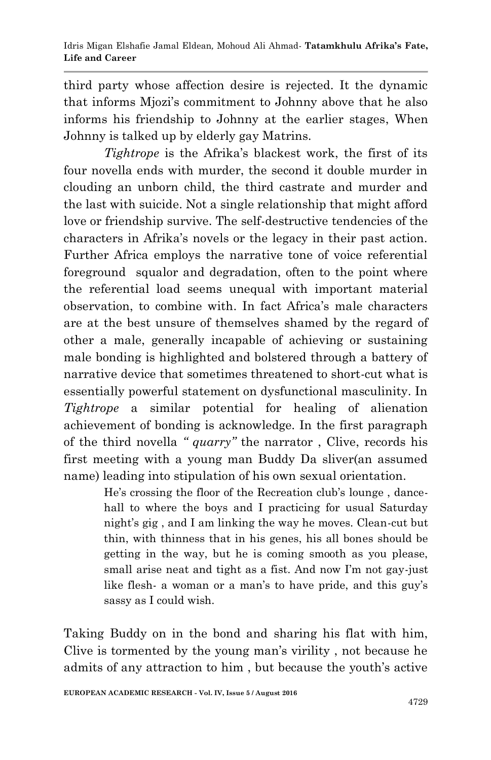third party whose affection desire is rejected. It the dynamic that informs Mjozi's commitment to Johnny above that he also informs his friendship to Johnny at the earlier stages, When Johnny is talked up by elderly gay Matrins.

*Tightrope* is the Afrika's blackest work, the first of its four novella ends with murder, the second it double murder in clouding an unborn child, the third castrate and murder and the last with suicide. Not a single relationship that might afford love or friendship survive. The self-destructive tendencies of the characters in Afrika's novels or the legacy in their past action. Further Africa employs the narrative tone of voice referential foreground squalor and degradation, often to the point where the referential load seems unequal with important material observation, to combine with. In fact Africa's male characters are at the best unsure of themselves shamed by the regard of other a male, generally incapable of achieving or sustaining male bonding is highlighted and bolstered through a battery of narrative device that sometimes threatened to short-cut what is essentially powerful statement on dysfunctional masculinity. In *Tightrope* a similar potential for healing of alienation achievement of bonding is acknowledge. In the first paragraph of the third novella *" quarry"* the narrator , Clive, records his first meeting with a young man Buddy Da sliver(an assumed name) leading into stipulation of his own sexual orientation.

> He's crossing the floor of the Recreation club's lounge , dance-hall to where the boys and I practicing for usual Saturday night's gig , and I am linking the way he moves. Clean-cut but thin, with thinness that in his genes, his all bones should be getting in the way, but he is coming smooth as you please, small arise neat and tight as a fist. And now I'm not gay-just like flesh- a woman or a man's to have pride, and this guy's sassy as I could wish.

Taking Buddy on in the bond and sharing his flat with him, Clive is tormented by the young man's virility , not because he admits of any attraction to him , but because the youth's active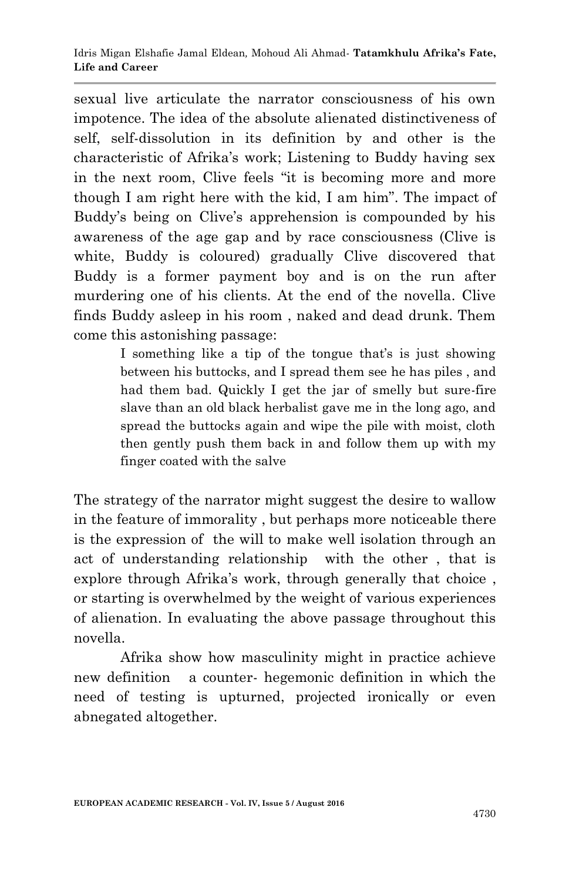sexual live articulate the narrator consciousness of his own impotence. The idea of the absolute alienated distinctiveness of self, self-dissolution in its definition by and other is the characteristic of Afrika's work; Listening to Buddy having sex in the next room, Clive feels "it is becoming more and more though I am right here with the kid, I am him". The impact of Buddy's being on Clive's apprehension is compounded by his awareness of the age gap and by race consciousness (Clive is white, Buddy is coloured) gradually Clive discovered that Buddy is a former payment boy and is on the run after murdering one of his clients. At the end of the novella. Clive finds Buddy asleep in his room , naked and dead drunk. Them come this astonishing passage:

> I something like a tip of the tongue that's is just showing between his buttocks, and I spread them see he has piles , and had them bad. Quickly I get the jar of smelly but sure-fire slave than an old black herbalist gave me in the long ago, and spread the buttocks again and wipe the pile with moist, cloth then gently push them back in and follow them up with my finger coated with the salve

The strategy of the narrator might suggest the desire to wallow in the feature of immorality , but perhaps more noticeable there is the expression of the will to make well isolation through an act of understanding relationship with the other , that is explore through Afrika's work, through generally that choice , or starting is overwhelmed by the weight of various experiences of alienation. In evaluating the above passage throughout this novella.

Afrika show how masculinity might in practice achieve new definition a counter- hegemonic definition in which the need of testing is upturned, projected ironically or even abnegated altogether.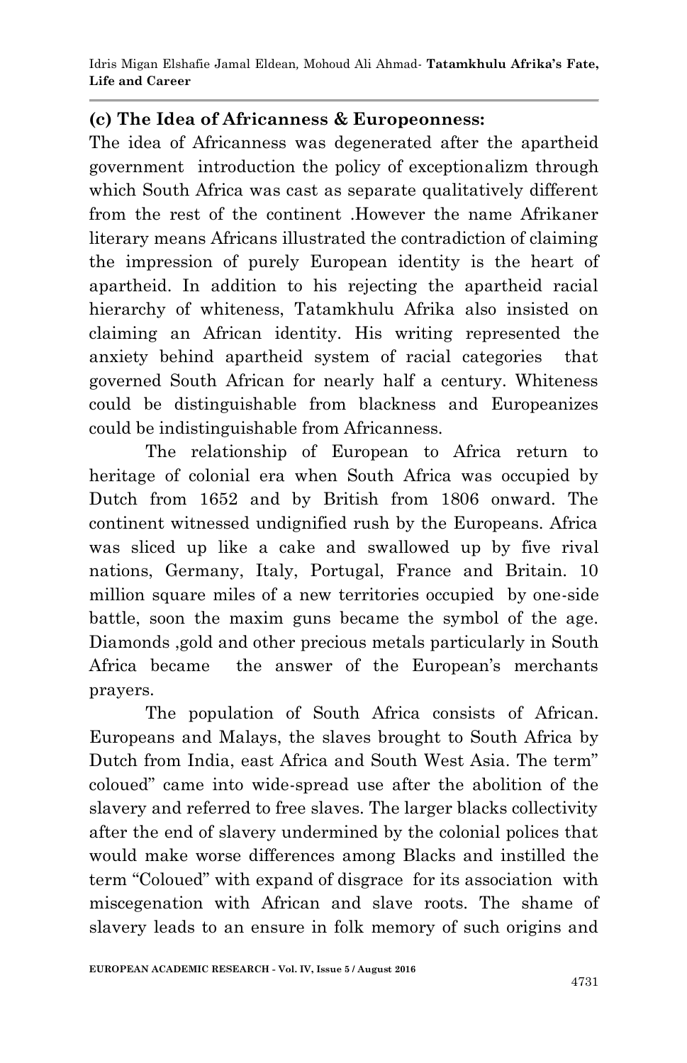**(c) The Idea of Africanness & Europeonness:**

The idea of Africanness was degenerated after the apartheid government introduction the policy of exceptionalizm through which South Africa was cast as separate qualitatively different from the rest of the continent .However the name Afrikaner literary means Africans illustrated the contradiction of claiming the impression of purely European identity is the heart of apartheid. In addition to his rejecting the apartheid racial hierarchy of whiteness, Tatamkhulu Afrika also insisted on claiming an African identity. His writing represented the anxiety behind apartheid system of racial categories that governed South African for nearly half a century. Whiteness could be distinguishable from blackness and Europeanizes could be indistinguishable from Africanness.

The relationship of European to Africa return to heritage of colonial era when South Africa was occupied by Dutch from 1652 and by British from 1806 onward. The continent witnessed undignified rush by the Europeans. Africa was sliced up like a cake and swallowed up by five rival nations, Germany, Italy, Portugal, France and Britain. 10 million square miles of a new territories occupied by one-side battle, soon the maxim guns became the symbol of the age. Diamonds ,gold and other precious metals particularly in South Africa became the answer of the European's merchants prayers.

The population of South Africa consists of African. Europeans and Malays, the slaves brought to South Africa by Dutch from India, east Africa and South West Asia. The term" coloued" came into wide-spread use after the abolition of the slavery and referred to free slaves. The larger blacks collectivity after the end of slavery undermined by the colonial polices that would make worse differences among Blacks and instilled the term "Coloued" with expand of disgrace for its association with miscegenation with African and slave roots. The shame of slavery leads to an ensure in folk memory of such origins and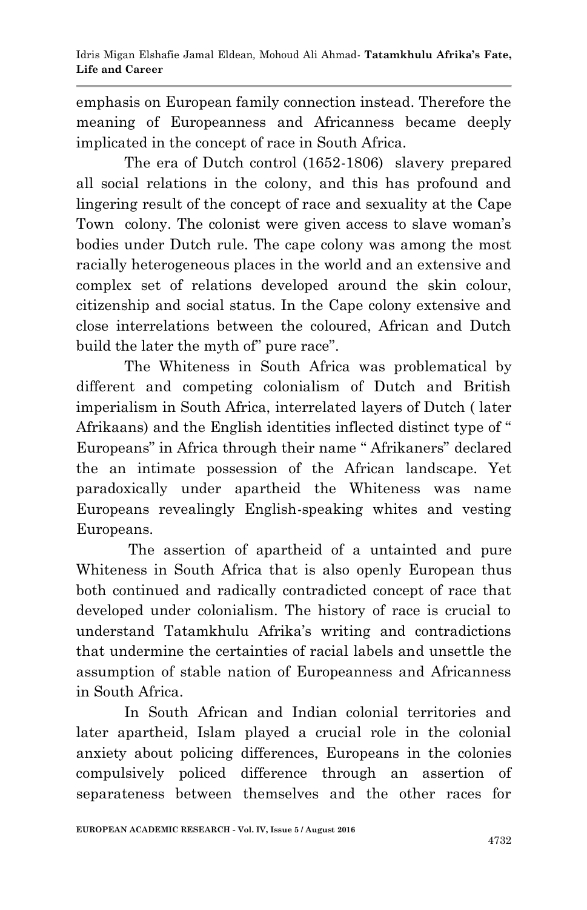emphasis on European family connection instead. Therefore the meaning of Europeanness and Africanness became deeply implicated in the concept of race in South Africa.

The era of Dutch control (1652-1806) slavery prepared all social relations in the colony, and this has profound and lingering result of the concept of race and sexuality at the Cape Town colony. The colonist were given access to slave woman's bodies under Dutch rule. The cape colony was among the most racially heterogeneous places in the world and an extensive and complex set of relations developed around the skin colour, citizenship and social status. In the Cape colony extensive and close interrelations between the coloured, African and Dutch build the later the myth of" pure race".

The Whiteness in South Africa was problematical by different and competing colonialism of Dutch and British imperialism in South Africa, interrelated layers of Dutch ( later Afrikaans) and the English identities inflected distinct type of " Europeans" in Africa through their name " Afrikaners" declared the an intimate possession of the African landscape. Yet paradoxically under apartheid the Whiteness was name Europeans revealingly English-speaking whites and vesting Europeans.

The assertion of apartheid of a untainted and pure Whiteness in South Africa that is also openly European thus both continued and radically contradicted concept of race that developed under colonialism. The history of race is crucial to understand Tatamkhulu Afrika's writing and contradictions that undermine the certainties of racial labels and unsettle the assumption of stable nation of Europeanness and Africanness in South Africa.

In South African and Indian colonial territories and later apartheid, Islam played a crucial role in the colonial anxiety about policing differences, Europeans in the colonies compulsively policed difference through an assertion of separateness between themselves and the other races for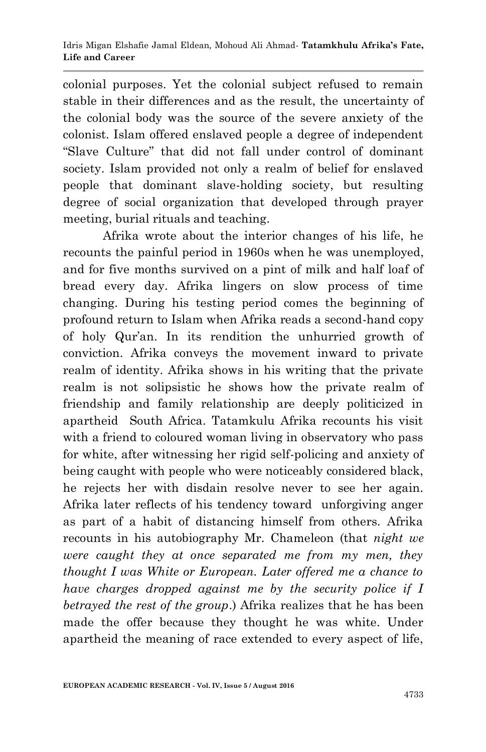colonial purposes. Yet the colonial subject refused to remain stable in their differences and as the result, the uncertainty of the colonial body was the source of the severe anxiety of the colonist. Islam offered enslaved people a degree of independent "Slave Culture" that did not fall under control of dominant society. Islam provided not only a realm of belief for enslaved people that dominant slave-holding society, but resulting degree of social organization that developed through prayer meeting, burial rituals and teaching.

Afrika wrote about the interior changes of his life, he recounts the painful period in 1960s when he was unemployed, and for five months survived on a pint of milk and half loaf of bread every day. Afrika lingers on slow process of time changing. During his testing period comes the beginning of profound return to Islam when Afrika reads a second-hand copy of holy Qur'an. In its rendition the unhurried growth of conviction. Afrika conveys the movement inward to private realm of identity. Afrika shows in his writing that the private realm is not solipsistic he shows how the private realm of friendship and family relationship are deeply politicized in apartheid South Africa. Tatamkulu Afrika recounts his visit with a friend to coloured woman living in observatory who pass for white, after witnessing her rigid self-policing and anxiety of being caught with people who were noticeably considered black, he rejects her with disdain resolve never to see her again. Afrika later reflects of his tendency toward unforgiving anger as part of a habit of distancing himself from others. Afrika recounts in his autobiography Mr. Chameleon (that *night we were caught they at once separated me from my men, they thought I was White or European. Later offered me a chance to have charges dropped against me by the security police if I betrayed the rest of the group*.) Afrika realizes that he has been made the offer because they thought he was white. Under apartheid the meaning of race extended to every aspect of life,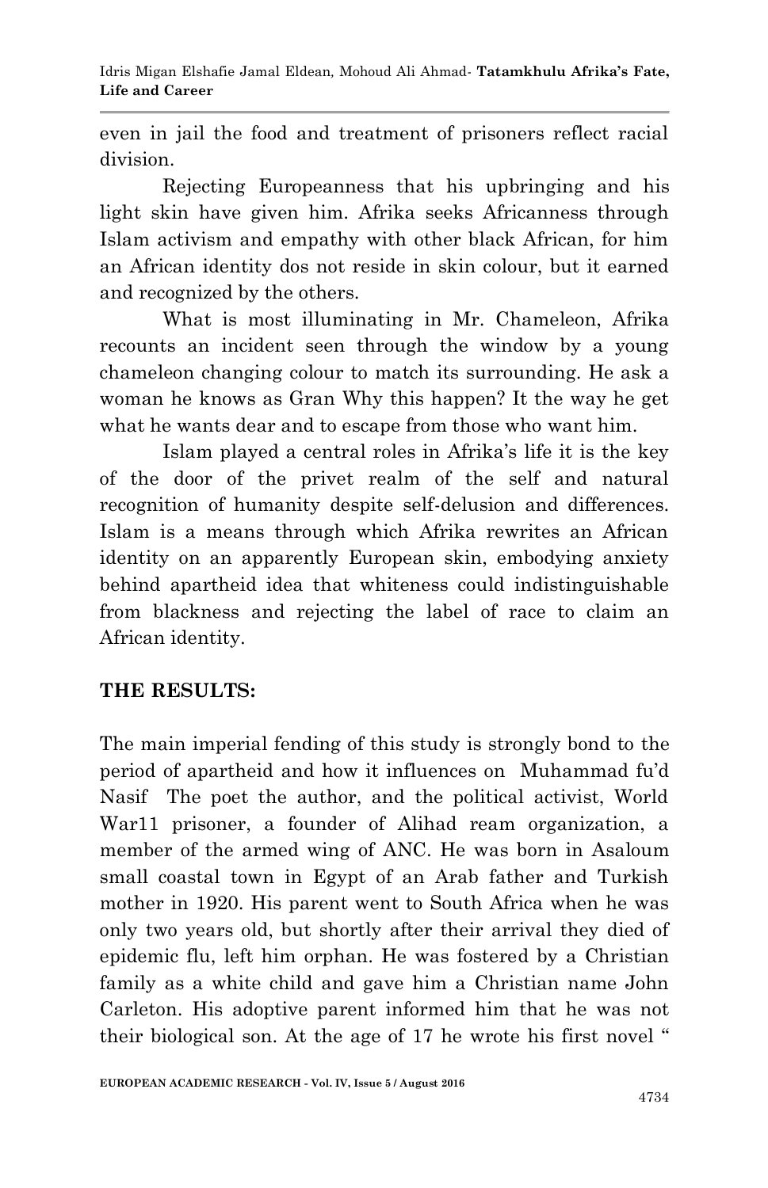even in jail the food and treatment of prisoners reflect racial division.

Rejecting Europeanness that his upbringing and his light skin have given him. Afrika seeks Africanness through Islam activism and empathy with other black African, for him an African identity dos not reside in skin colour, but it earned and recognized by the others.

What is most illuminating in Mr. Chameleon, Afrika recounts an incident seen through the window by a young chameleon changing colour to match its surrounding. He ask a woman he knows as Gran Why this happen? It the way he get what he wants dear and to escape from those who want him.

Islam played a central roles in Afrika's life it is the key of the door of the privet realm of the self and natural recognition of humanity despite self-delusion and differences. Islam is a means through which Afrika rewrites an African identity on an apparently European skin, embodying anxiety behind apartheid idea that whiteness could indistinguishable from blackness and rejecting the label of race to claim an African identity.

## THE RESULTS:

The main imperial fending of this study is strongly bond to the period of apartheid and how it influences on Muhammad fu'd Nasif The poet the author, and the political activist, World War11 prisoner, a founder of Alihad ream organization, a member of the armed wing of ANC. He was born in Asaloum small coastal town in Egypt of an Arab father and Turkish mother in 1920. His parent went to South Africa when he was only two years old, but shortly after their arrival they died of epidemic flu, left him orphan. He was fostered by a Christian family as a white child and gave him a Christian name John Carleton. His adoptive parent informed him that he was not their biological son. At the age of 17 he wrote his first novel "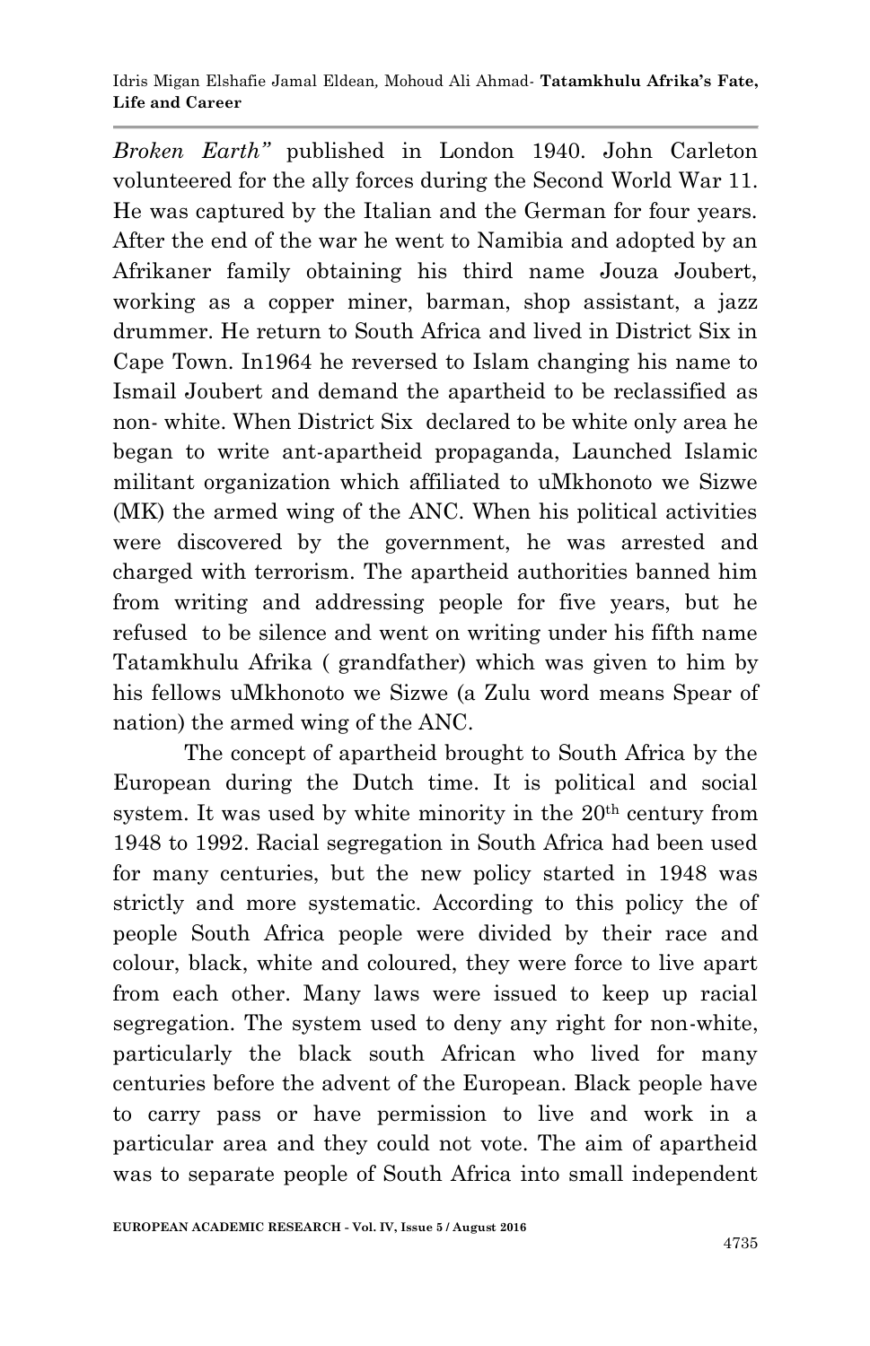*Broken Earth"* published in London 1940. John Carleton volunteered for the ally forces during the Second World War 11. He was captured by the Italian and the German for four years. After the end of the war he went to Namibia and adopted by an Afrikaner family obtaining his third name Jouza Joubert, working as a copper miner, barman, shop assistant, a jazz drummer. He return to South Africa and lived in District Six in Cape Town. In1964 he reversed to Islam changing his name to Ismail Joubert and demand the apartheid to be reclassified as non- white. When District Six declared to be white only area he began to write ant-apartheid propaganda, Launched Islamic militant organization which affiliated to uMkhonoto we Sizwe (MK) the armed wing of the ANC. When his political activities were discovered by the government, he was arrested and charged with terrorism. The apartheid authorities banned him from writing and addressing people for five years, but he refused to be silence and went on writing under his fifth name Tatamkhulu Afrika ( grandfather) which was given to him by his fellows uMkhonoto we Sizwe (a Zulu word means Spear of nation) the armed wing of the ANC.

The concept of apartheid brought to South Africa by the European during the Dutch time. It is political and social system. It was used by white minority in the 20th century from 1948 to 1992. Racial segregation in South Africa had been used for many centuries, but the new policy started in 1948 was strictly and more systematic. According to this policy the of people South Africa people were divided by their race and colour, black, white and coloured, they were force to live apart from each other. Many laws were issued to keep up racial segregation. The system used to deny any right for non-white, particularly the black south African who lived for many centuries before the advent of the European. Black people have to carry pass or have permission to live and work in a particular area and they could not vote. The aim of apartheid was to separate people of South Africa into small independent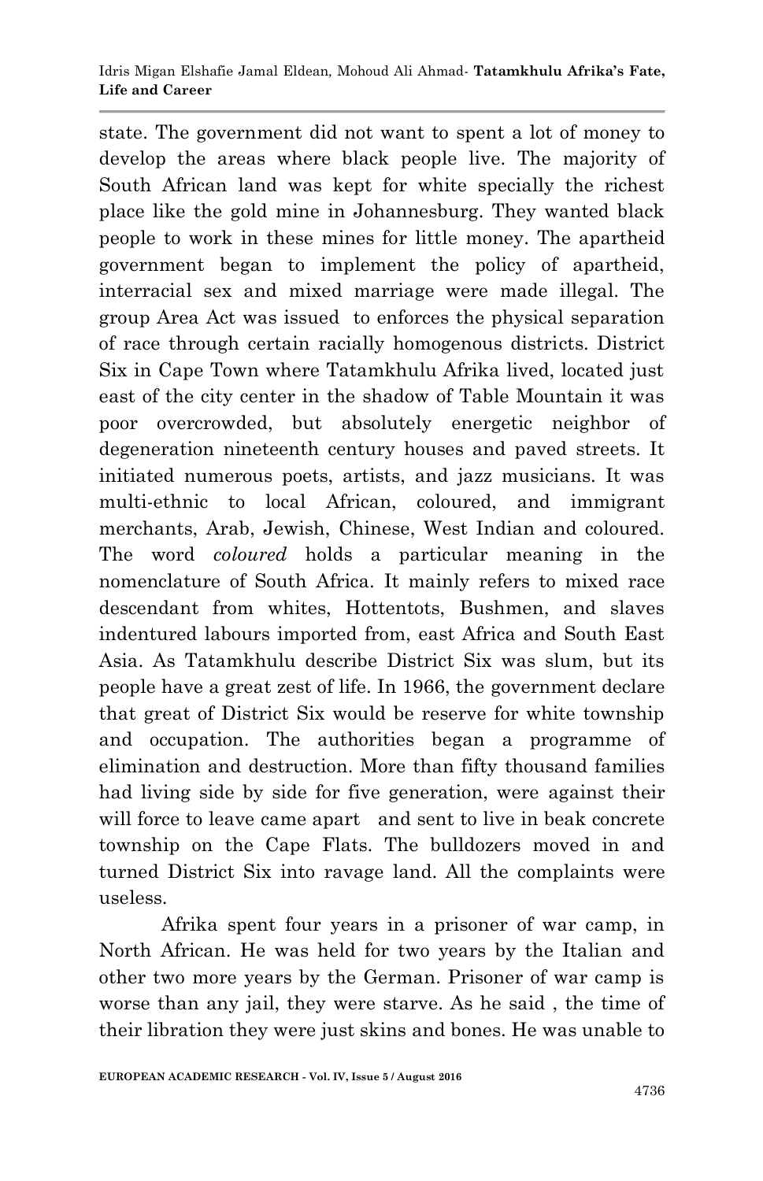state. The government did not want to spent a lot of money to develop the areas where black people live. The majority of South African land was kept for white specially the richest place like the gold mine in Johannesburg. They wanted black people to work in these mines for little money. The apartheid government began to implement the policy of apartheid, interracial sex and mixed marriage were made illegal. The group Area Act was issued to enforces the physical separation of race through certain racially homogenous districts. District Six in Cape Town where Tatamkhulu Afrika lived, located just east of the city center in the shadow of Table Mountain it was poor overcrowded, but absolutely energetic neighbor of degeneration nineteenth century houses and paved streets. It initiated numerous poets, artists, and jazz musicians. It was multi-ethnic to local African, coloured, and immigrant merchants, Arab, Jewish, Chinese, West Indian and coloured. The word *coloured* holds a particular meaning in the nomenclature of South Africa. It mainly refers to mixed race descendant from whites, Hottentots, Bushmen, and slaves indentured labours imported from, east Africa and South East Asia. As Tatamkhulu describe District Six was slum, but its people have a great zest of life. In 1966, the government declare that great of District Six would be reserve for white township and occupation. The authorities began a programme of elimination and destruction. More than fifty thousand families had living side by side for five generation, were against their will force to leave came apart and sent to live in beak concrete township on the Cape Flats. The bulldozers moved in and turned District Six into ravage land. All the complaints were useless.

Afrika spent four years in a prisoner of war camp, in North African. He was held for two years by the Italian and other two more years by the German. Prisoner of war camp is worse than any jail, they were starve. As he said , the time of their libration they were just skins and bones. He was unable to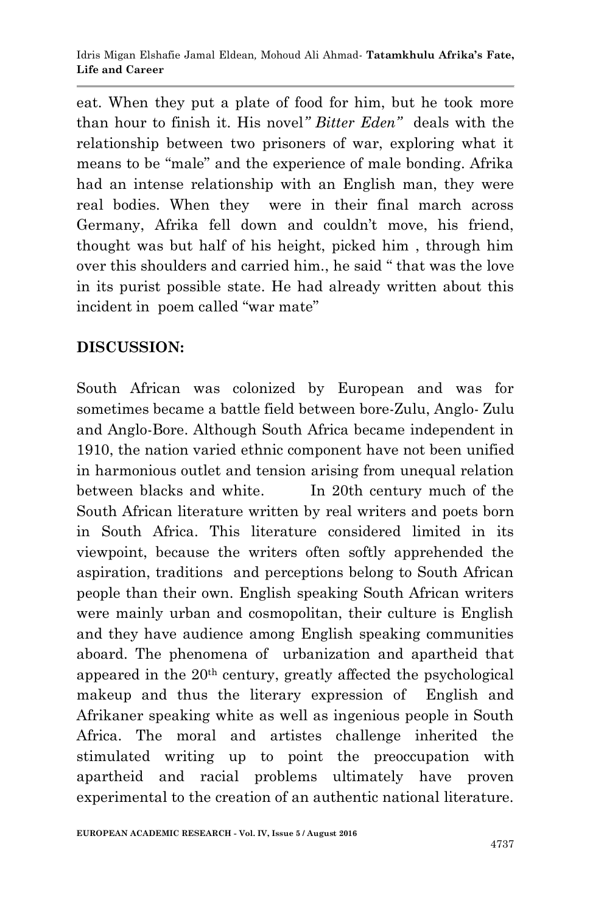eat. When they put a plate of food for him, but he took more than hour to finish it. His novel*" Bitter Eden"* deals with the relationship between two prisoners of war, exploring what it means to be "male" and the experience of male bonding. Afrika had an intense relationship with an English man, they were real bodies. When they were in their final march across Germany, Afrika fell down and couldn't move, his friend, thought was but half of his height, picked him , through him over this shoulders and carried him., he said " that was the love in its purist possible state. He had already written about this incident in poem called "war mate"

## DISCUSSION:

South African was colonized by European and was for sometimes became a battle field between bore-Zulu, Anglo- Zulu and Anglo-Bore. Although South Africa became independent in 1910, the nation varied ethnic component have not been unified in harmonious outlet and tension arising from unequal relation between blacks and white. In 20th century much of the South African literature written by real writers and poets born in South Africa. This literature considered limited in its viewpoint, because the writers often softly apprehended the aspiration, traditions and perceptions belong to South African people than their own. English speaking South African writers were mainly urban and cosmopolitan, their culture is English and they have audience among English speaking communities aboard. The phenomena of urbanization and apartheid that appeared in the 20th century, greatly affected the psychological makeup and thus the literary expression of English and Afrikaner speaking white as well as ingenious people in South Africa. The moral and artistes challenge inherited the stimulated writing up to point the preoccupation with apartheid and racial problems ultimately have proven experimental to the creation of an authentic national literature.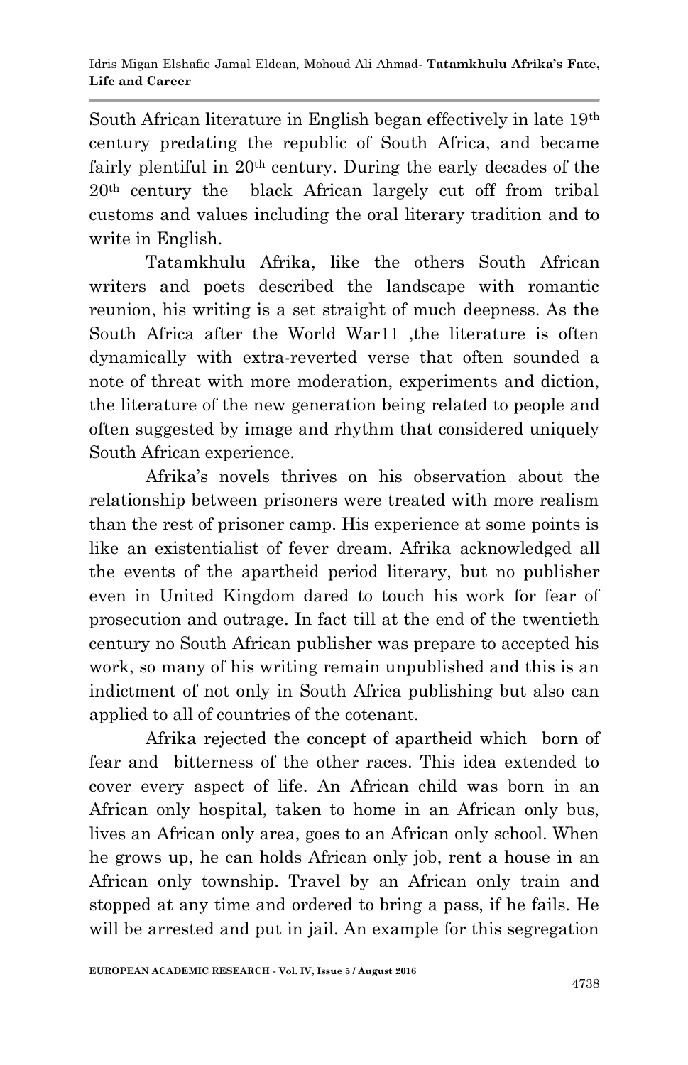South African literature in English began effectively in late 19th century predating the republic of South Africa, and became fairly plentiful in 20th century. During the early decades of the 20th century the black African largely cut off from tribal customs and values including the oral literary tradition and to write in English.

Tatamkhulu Afrika, like the others South African writers and poets described the landscape with romantic reunion, his writing is a set straight of much deepness. As the South Africa after the World War11 ,the literature is often dynamically with extra-reverted verse that often sounded a note of threat with more moderation, experiments and diction, the literature of the new generation being related to people and often suggested by image and rhythm that considered uniquely South African experience.

Afrika's novels thrives on his observation about the relationship between prisoners were treated with more realism than the rest of prisoner camp. His experience at some points is like an existentialist of fever dream. Afrika acknowledged all the events of the apartheid period literary, but no publisher even in United Kingdom dared to touch his work for fear of prosecution and outrage. In fact till at the end of the twentieth century no South African publisher was prepare to accepted his work, so many of his writing remain unpublished and this is an indictment of not only in South Africa publishing but also can applied to all of countries of the cotenant.

Afrika rejected the concept of apartheid which born of fear and bitterness of the other races. This idea extended to cover every aspect of life. An African child was born in an African only hospital, taken to home in an African only bus, lives an African only area, goes to an African only school. When he grows up, he can holds African only job, rent a house in an African only township. Travel by an African only train and stopped at any time and ordered to bring a pass, if he fails. He will be arrested and put in jail. An example for this segregation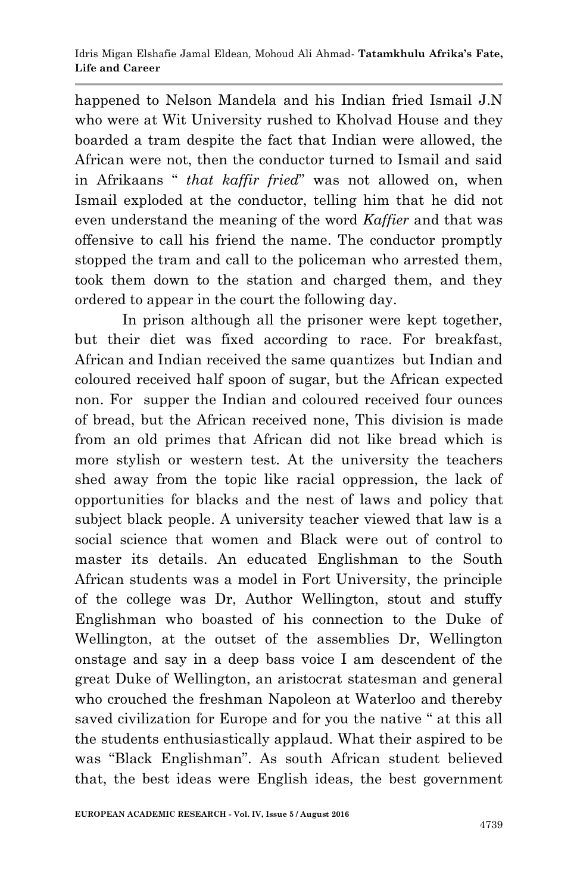happened to Nelson Mandela and his Indian fried Ismail J.N who were at Wit University rushed to Kholvad House and they boarded a tram despite the fact that Indian were allowed, the African were not, then the conductor turned to Ismail and said in Afrikaans " *that kaffir fried*" was not allowed on, when Ismail exploded at the conductor, telling him that he did not even understand the meaning of the word *Kaffier* and that was offensive to call his friend the name. The conductor promptly stopped the tram and call to the policeman who arrested them, took them down to the station and charged them, and they ordered to appear in the court the following day.

In prison although all the prisoner were kept together, but their diet was fixed according to race. For breakfast, African and Indian received the same quantizes but Indian and coloured received half spoon of sugar, but the African expected non. For supper the Indian and coloured received four ounces of bread, but the African received none, This division is made from an old primes that African did not like bread which is more stylish or western test. At the university the teachers shed away from the topic like racial oppression, the lack of opportunities for blacks and the nest of laws and policy that subject black people. A university teacher viewed that law is a social science that women and Black were out of control to master its details. An educated Englishman to the South African students was a model in Fort University, the principle of the college was Dr, Author Wellington, stout and stuffy Englishman who boasted of his connection to the Duke of Wellington, at the outset of the assemblies Dr, Wellington onstage and say in a deep bass voice I am descendent of the great Duke of Wellington, an aristocrat statesman and general who crouched the freshman Napoleon at Waterloo and thereby saved civilization for Europe and for you the native " at this all the students enthusiastically applaud. What their aspired to be was "Black Englishman". As south African student believed that, the best ideas were English ideas, the best government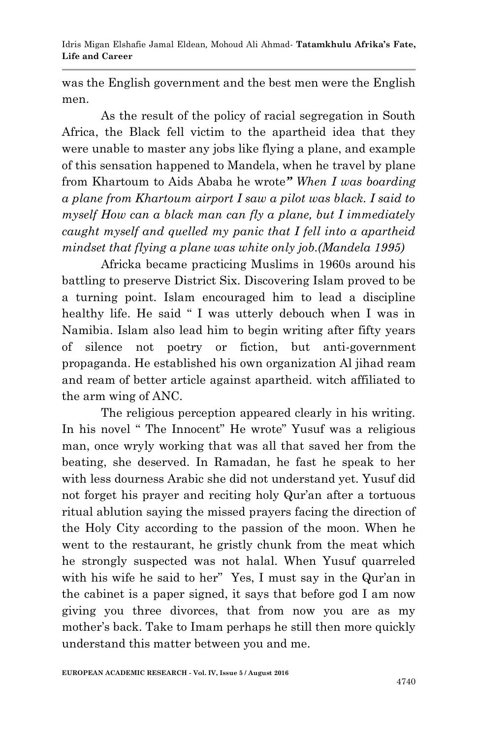was the English government and the best men were the English men.

As the result of the policy of racial segregation in South Africa, the Black fell victim to the apartheid idea that they were unable to master any jobs like flying a plane, and example of this sensation happened to Mandela, when he travel by plane from Khartoum to Aids Ababa he wrote*" When I was boarding a plane from Khartoum airport I saw a pilot was black. I said to myself How can a black man can fly a plane, but I immediately caught myself and quelled my panic that I fell into a apartheid mindset that flying a plane was white only job.(Mandela 1995)*

Africka became practicing Muslims in 1960s around his battling to preserve District Six. Discovering Islam proved to be a turning point. Islam encouraged him to lead a discipline healthy life. He said " I was utterly debouch when I was in Namibia. Islam also lead him to begin writing after fifty years of silence not poetry or fiction, but anti-government propaganda. He established his own organization Al jihad ream and ream of better article against apartheid. witch affiliated to the arm wing of ANC.

The religious perception appeared clearly in his writing. In his novel " The Innocent" He wrote" Yusuf was a religious man, once wryly working that was all that saved her from the beating, she deserved. In Ramadan, he fast he speak to her with less dourness Arabic she did not understand yet. Yusuf did not forget his prayer and reciting holy Qur'an after a tortuous ritual ablution saying the missed prayers facing the direction of the Holy City according to the passion of the moon. When he went to the restaurant, he gristly chunk from the meat which he strongly suspected was not halal. When Yusuf quarreled with his wife he said to her" Yes, I must say in the Qur'an in the cabinet is a paper signed, it says that before god I am now giving you three divorces, that from now you are as my mother's back. Take to Imam perhaps he still then more quickly understand this matter between you and me.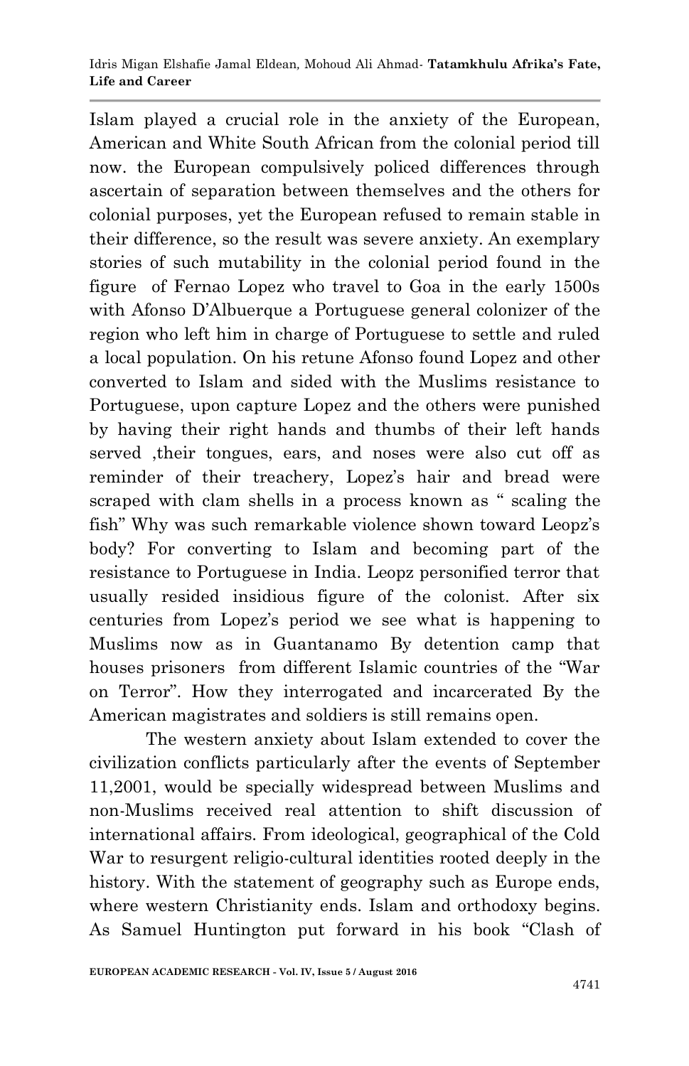Islam played a crucial role in the anxiety of the European, American and White South African from the colonial period till now. the European compulsively policed differences through ascertain of separation between themselves and the others for colonial purposes, yet the European refused to remain stable in their difference, so the result was severe anxiety. An exemplary stories of such mutability in the colonial period found in the figure of Fernao Lopez who travel to Goa in the early 1500s with Afonso D'Albuerque a Portuguese general colonizer of the region who left him in charge of Portuguese to settle and ruled a local population. On his retune Afonso found Lopez and other converted to Islam and sided with the Muslims resistance to Portuguese, upon capture Lopez and the others were punished by having their right hands and thumbs of their left hands served ,their tongues, ears, and noses were also cut off as reminder of their treachery, Lopez's hair and bread were scraped with clam shells in a process known as " scaling the fish" Why was such remarkable violence shown toward Leopz's body? For converting to Islam and becoming part of the resistance to Portuguese in India. Leopz personified terror that usually resided insidious figure of the colonist. After six centuries from Lopez's period we see what is happening to Muslims now as in Guantanamo By detention camp that houses prisoners from different Islamic countries of the "War on Terror". How they interrogated and incarcerated By the American magistrates and soldiers is still remains open.

The western anxiety about Islam extended to cover the civilization conflicts particularly after the events of September 11,2001, would be specially widespread between Muslims and non-Muslims received real attention to shift discussion of international affairs. From ideological, geographical of the Cold War to resurgent religio-cultural identities rooted deeply in the history. With the statement of geography such as Europe ends, where western Christianity ends. Islam and orthodoxy begins. As Samuel Huntington put forward in his book "Clash of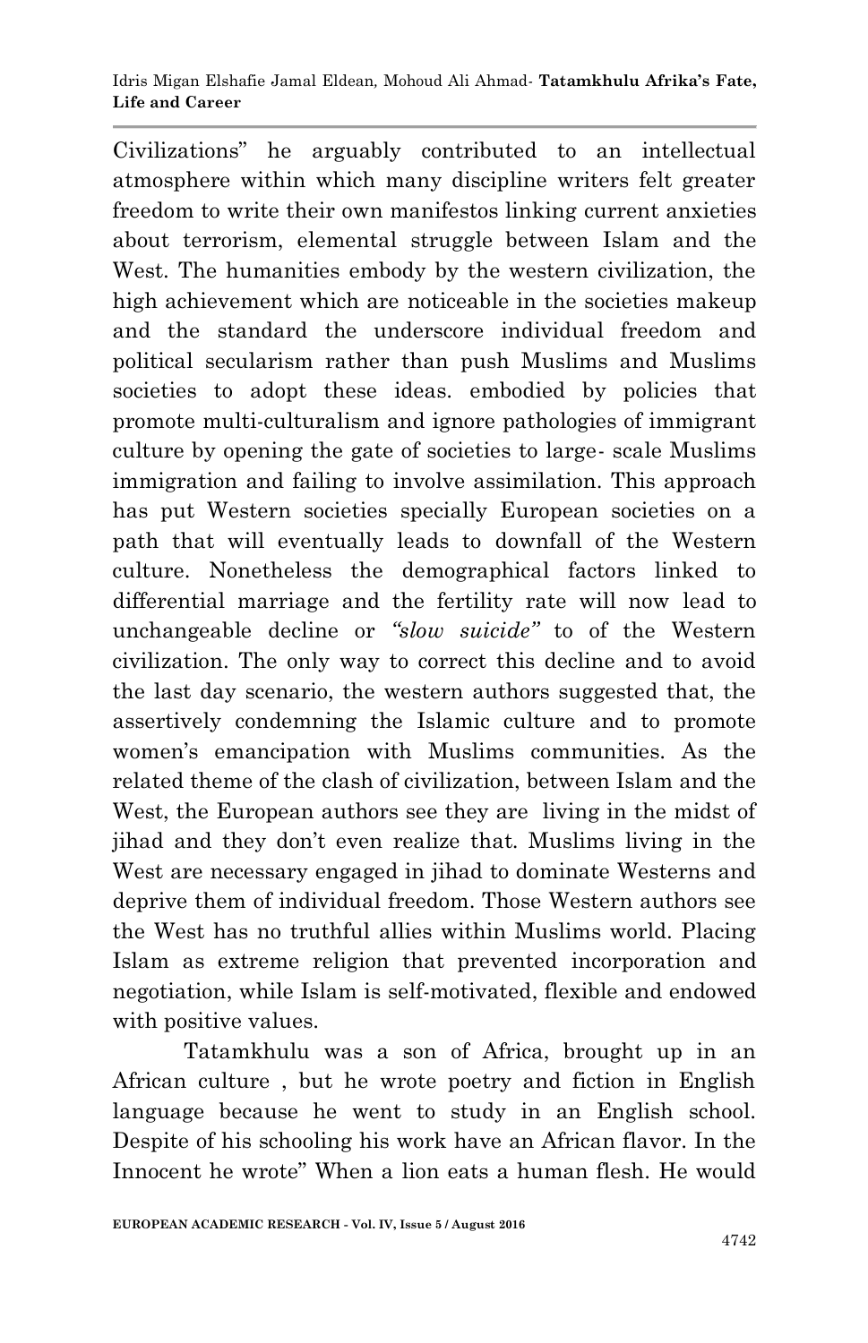Civilizations" he arguably contributed to an intellectual atmosphere within which many discipline writers felt greater freedom to write their own manifestos linking current anxieties about terrorism, elemental struggle between Islam and the West. The humanities embody by the western civilization, the high achievement which are noticeable in the societies makeup and the standard the underscore individual freedom and political secularism rather than push Muslims and Muslims societies to adopt these ideas. embodied by policies that promote multi-culturalism and ignore pathologies of immigrant culture by opening the gate of societies to large- scale Muslims immigration and failing to involve assimilation. This approach has put Western societies specially European societies on a path that will eventually leads to downfall of the Western culture. Nonetheless the demographical factors linked to differential marriage and the fertility rate will now lead to unchangeable decline or *"slow suicide"* to of the Western civilization. The only way to correct this decline and to avoid the last day scenario, the western authors suggested that, the assertively condemning the Islamic culture and to promote women's emancipation with Muslims communities. As the related theme of the clash of civilization, between Islam and the West, the European authors see they are living in the midst of jihad and they don't even realize that. Muslims living in the West are necessary engaged in jihad to dominate Westerns and deprive them of individual freedom. Those Western authors see the West has no truthful allies within Muslims world. Placing Islam as extreme religion that prevented incorporation and negotiation, while Islam is self-motivated, flexible and endowed with positive values.

Tatamkhulu was a son of Africa, brought up in an African culture , but he wrote poetry and fiction in English language because he went to study in an English school. Despite of his schooling his work have an African flavor. In the Innocent he wrote" When a lion eats a human flesh. He would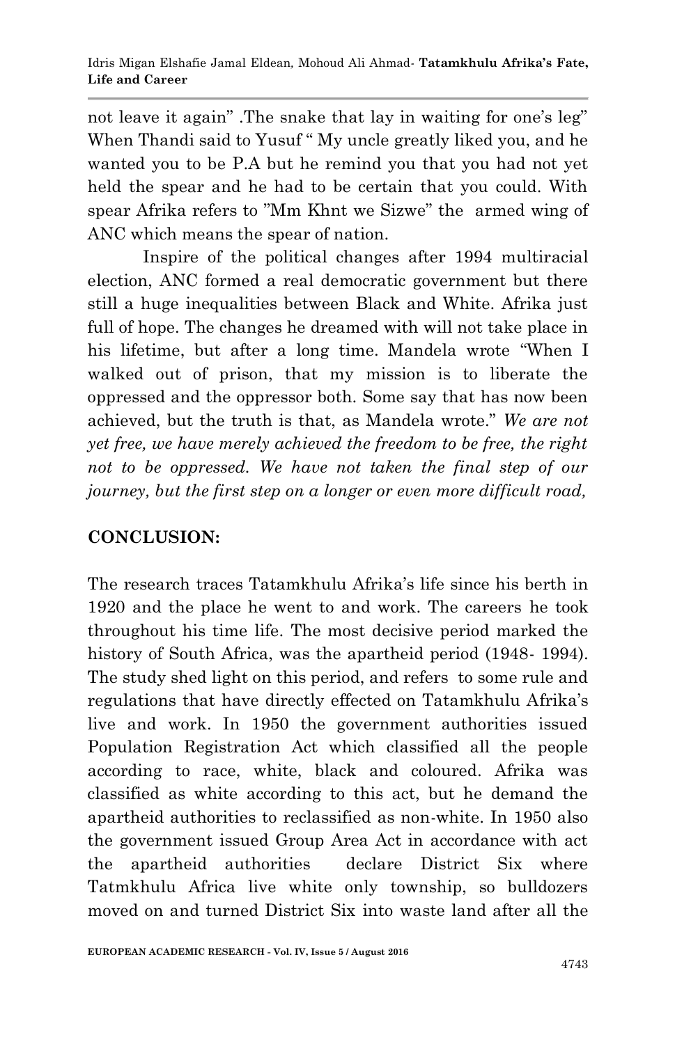not leave it again" .The snake that lay in waiting for one's leg" When Thandi said to Yusuf " My uncle greatly liked you, and he wanted you to be P.A but he remind you that you had not yet held the spear and he had to be certain that you could. With spear Afrika refers to "Mm Khnt we Sizwe" the armed wing of ANC which means the spear of nation.

Inspire of the political changes after 1994 multiracial election, ANC formed a real democratic government but there still a huge inequalities between Black and White. Afrika just full of hope. The changes he dreamed with will not take place in his lifetime, but after a long time. Mandela wrote "When I walked out of prison, that my mission is to liberate the oppressed and the oppressor both. Some say that has now been achieved, but the truth is that, as Mandela wrote." *We are not yet free, we have merely achieved the freedom to be free, the right not to be oppressed. We have not taken the final step of our journey, but the first step on a longer or even more difficult road,*

## CONCLUSION:

The research traces Tatamkhulu Afrika's life since his berth in 1920 and the place he went to and work. The careers he took throughout his time life. The most decisive period marked the history of South Africa, was the apartheid period (1948- 1994). The study shed light on this period, and refers to some rule and regulations that have directly effected on Tatamkhulu Afrika's live and work. In 1950 the government authorities issued Population Registration Act which classified all the people according to race, white, black and coloured. Afrika was classified as white according to this act, but he demand the apartheid authorities to reclassified as non-white. In 1950 also the government issued Group Area Act in accordance with act the apartheid authorities declare District Six where Tatmkhulu Africa live white only township, so bulldozers moved on and turned District Six into waste land after all the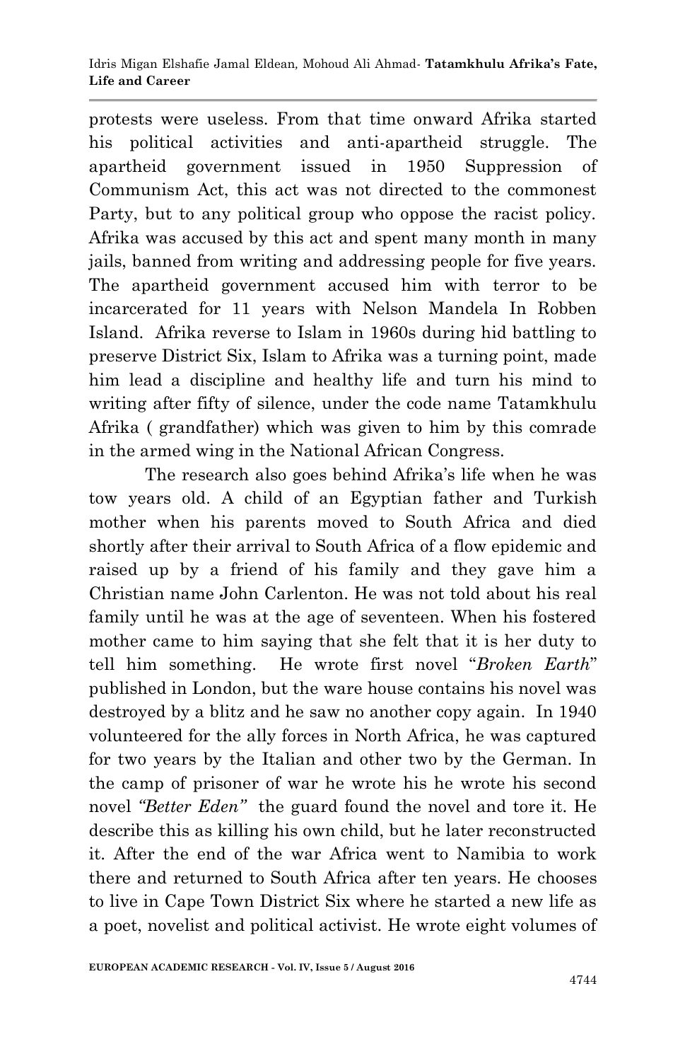protests were useless. From that time onward Afrika started his political activities and anti-apartheid struggle. The apartheid government issued in 1950 Suppression of Communism Act, this act was not directed to the commonest Party, but to any political group who oppose the racist policy. Afrika was accused by this act and spent many month in many jails, banned from writing and addressing people for five years. The apartheid government accused him with terror to be incarcerated for 11 years with Nelson Mandela In Robben Island. Afrika reverse to Islam in 1960s during hid battling to preserve District Six, Islam to Afrika was a turning point, made him lead a discipline and healthy life and turn his mind to writing after fifty of silence, under the code name Tatamkhulu Afrika ( grandfather) which was given to him by this comrade in the armed wing in the National African Congress.

The research also goes behind Afrika's life when he was tow years old. A child of an Egyptian father and Turkish mother when his parents moved to South Africa and died shortly after their arrival to South Africa of a flow epidemic and raised up by a friend of his family and they gave him a Christian name John Carlenton. He was not told about his real family until he was at the age of seventeen. When his fostered mother came to him saying that she felt that it is her duty to tell him something. He wrote first novel "*Broken Earth*" published in London, but the ware house contains his novel was destroyed by a blitz and he saw no another copy again. In 1940 volunteered for the ally forces in North Africa, he was captured for two years by the Italian and other two by the German. In the camp of prisoner of war he wrote his he wrote his second novel *"Better Eden"* the guard found the novel and tore it. He describe this as killing his own child, but he later reconstructed it. After the end of the war Africa went to Namibia to work there and returned to South Africa after ten years. He chooses to live in Cape Town District Six where he started a new life as a poet, novelist and political activist. He wrote eight volumes of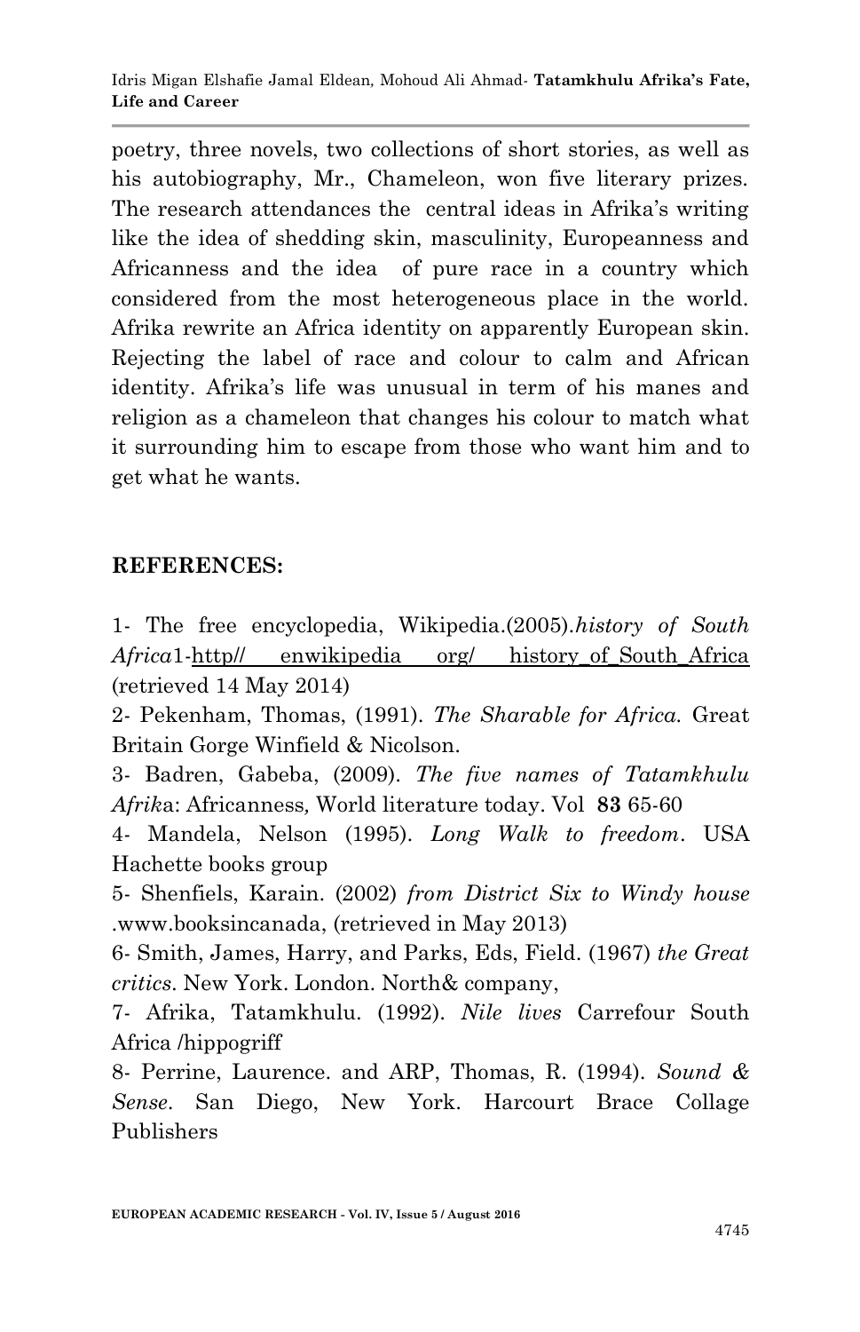poetry, three novels, two collections of short stories, as well as his autobiography, Mr., Chameleon, won five literary prizes. The research attendances the central ideas in Afrika's writing like the idea of shedding skin, masculinity, Europeanness and Africanness and the idea of pure race in a country which considered from the most heterogeneous place in the world. Afrika rewrite an Africa identity on apparently European skin. Rejecting the label of race and colour to calm and African identity. Afrika's life was unusual in term of his manes and religion as a chameleon that changes his colour to match what it surrounding him to escape from those who want him and to get what he wants.

## REFERENCES:

1- The free encyclopedia, Wikipedia.(2005).*history of South Africa*1-http// enwikipedia org/ history_of_South_Africa (retrieved 14 May 2014)

2- Pekenham, Thomas, (1991). *The Sharable for Africa.* Great Britain Gorge Winfield & Nicolson.

3- Badren, Gabeba, (2009). *The five names of Tatamkhulu Afrik*a: Africanness*,* World literature today. Vol **83** 65-60

4- Mandela, Nelson (1995). *Long Walk to freedom*. USA Hachette books group

5- Shenfiels, Karain. (2002) *from District Six to Windy house* .www.booksincanada, (retrieved in May 2013)

6- Smith, James, Harry, and Parks, Eds, Field. (1967) *the Great critics*. New York. London. North& company,

7- Afrika, Tatamkhulu. (1992). *Nile lives* Carrefour South Africa /hippogriff

8- Perrine, Laurence. and ARP, Thomas, R. (1994). *Sound & Sense*. San Diego, New York. Harcourt Brace Collage Publishers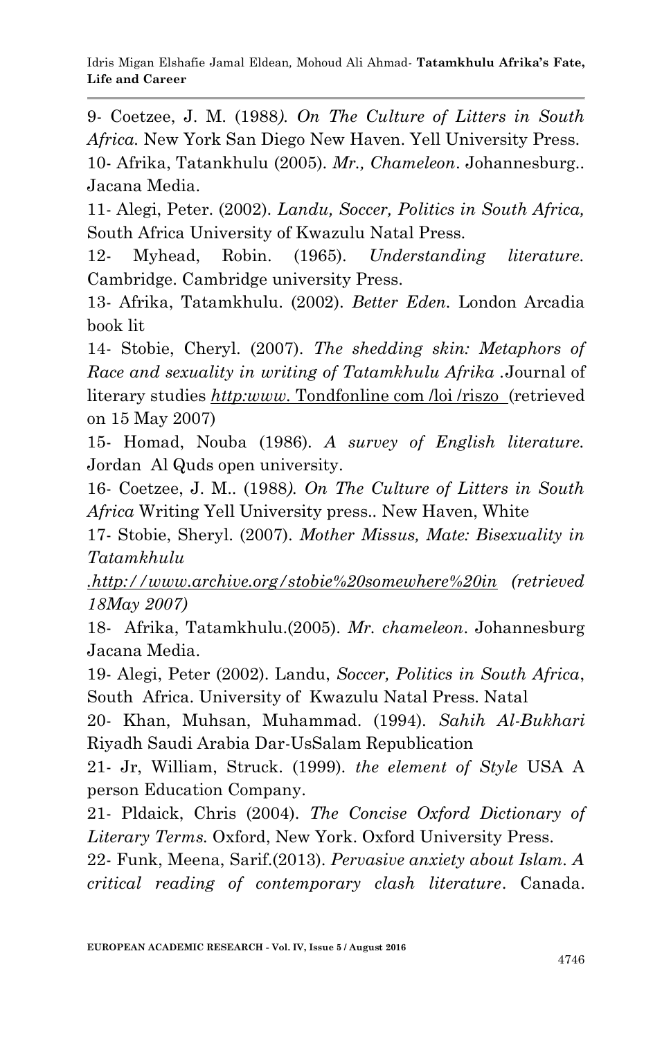9- Coetzee, J. M. (1988). *On The Culture of Litters in South Africa.* New York San Diego New Haven. Yell University Press.

10- Afrika, Tatankhulu (2005). *Mr., Chameleon*. Johannesburg.. Jacana Media.

11- Alegi, Peter. (2002). *Landu, Soccer, Politics in South Africa,* South Africa University of Kwazulu Natal Press.

12- Myhead, Robin. (1965). *Understanding literature.* Cambridge. Cambridge university Press.

13- Afrika, Tatamkhulu. (2002). *Better Eden.* London Arcadia book lit

14- Stobie, Cheryl. (2007). *The shedding skin: Metaphors of Race and sexuality in writing of Tatamkhulu Afrika* .Journal of literary studies *http:www.* Tondfonline com /loi /riszo (retrieved on 15 May 2007)

15- Homad, Nouba (1986). *A survey of English literature.* Jordan Al Quds open university.

16- Coetzee, J. M.. (1988). *On The Culture of Litters in South Africa* Writing Yell University press.. New Haven, White

17- Stobie, Sheryl. (2007). *Mother Missus, Mate: Bisexuality in Tatamkhulu .http://www.archive.org/stobie%20somewhere%20in (retrieved 18May 2007)*

18- Afrika, Tatamkhulu.(2005). *Mr. chameleon*. Johannesburg Jacana Media.

19- Alegi, Peter (2002). Landu, *Soccer, Politics in South Africa*, South Africa. University of Kwazulu Natal Press. Natal

20- Khan, Muhsan, Muhammad. (1994). *Sahih Al-Bukhari* Riyadh Saudi Arabia Dar-UsSalam Republication

21- Jr, William, Struck. (1999). *the element of Style* USA A person Education Company.

21- Pldaick, Chris (2004). *The Concise Oxford Dictionary of Literary Terms.* Oxford, New York. Oxford University Press.

22- Funk, Meena, Sarif.(2013). *Pervasive anxiety about Islam*. *A critical reading of contemporary clash literature*. Canada.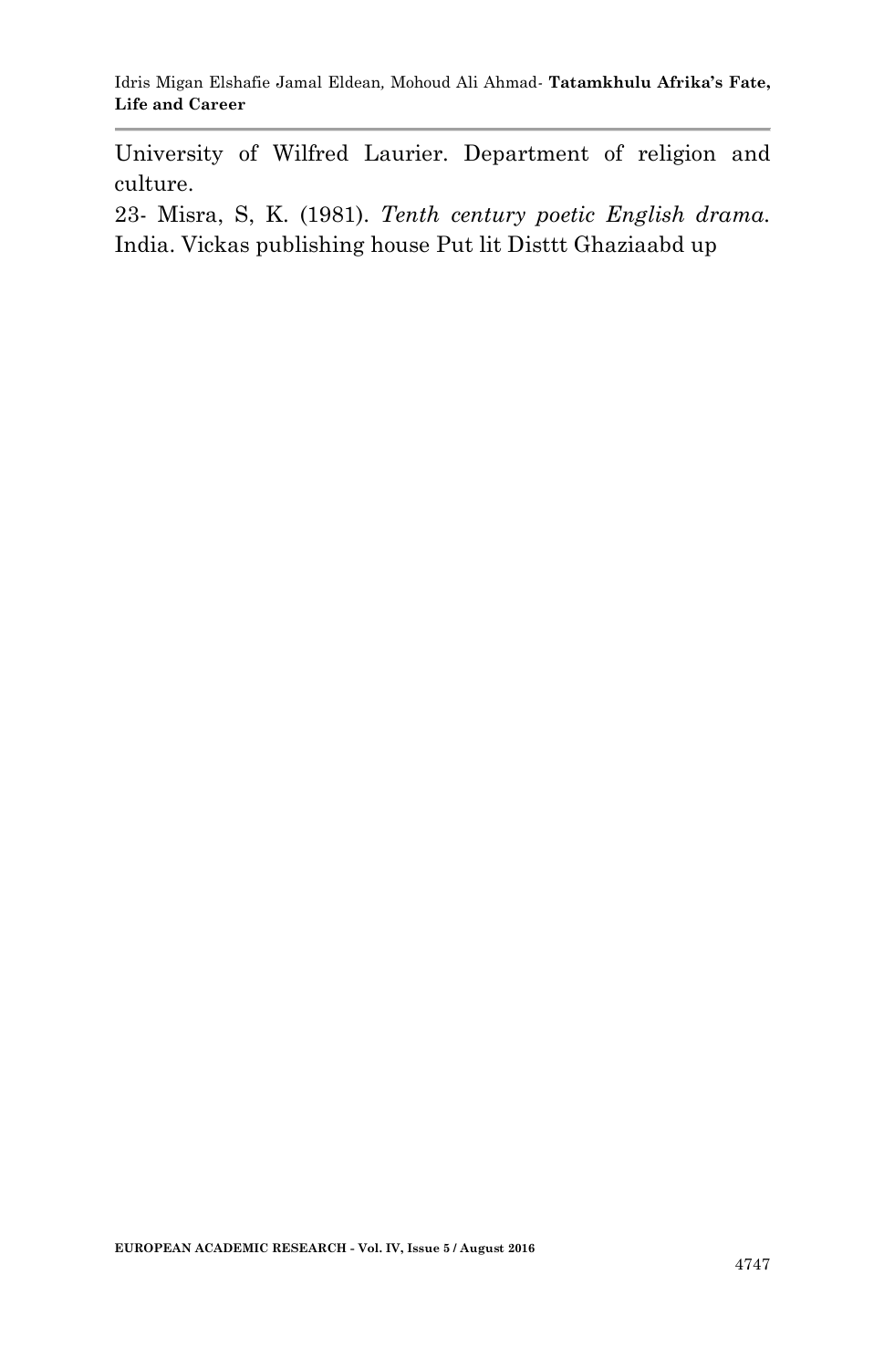University of Wilfred Laurier. Department of religion and culture.

23- Misra, S, K. (1981). *Tenth century poetic English drama.* India. Vickas publishing house Put lit Disttt Ghaziaabd up